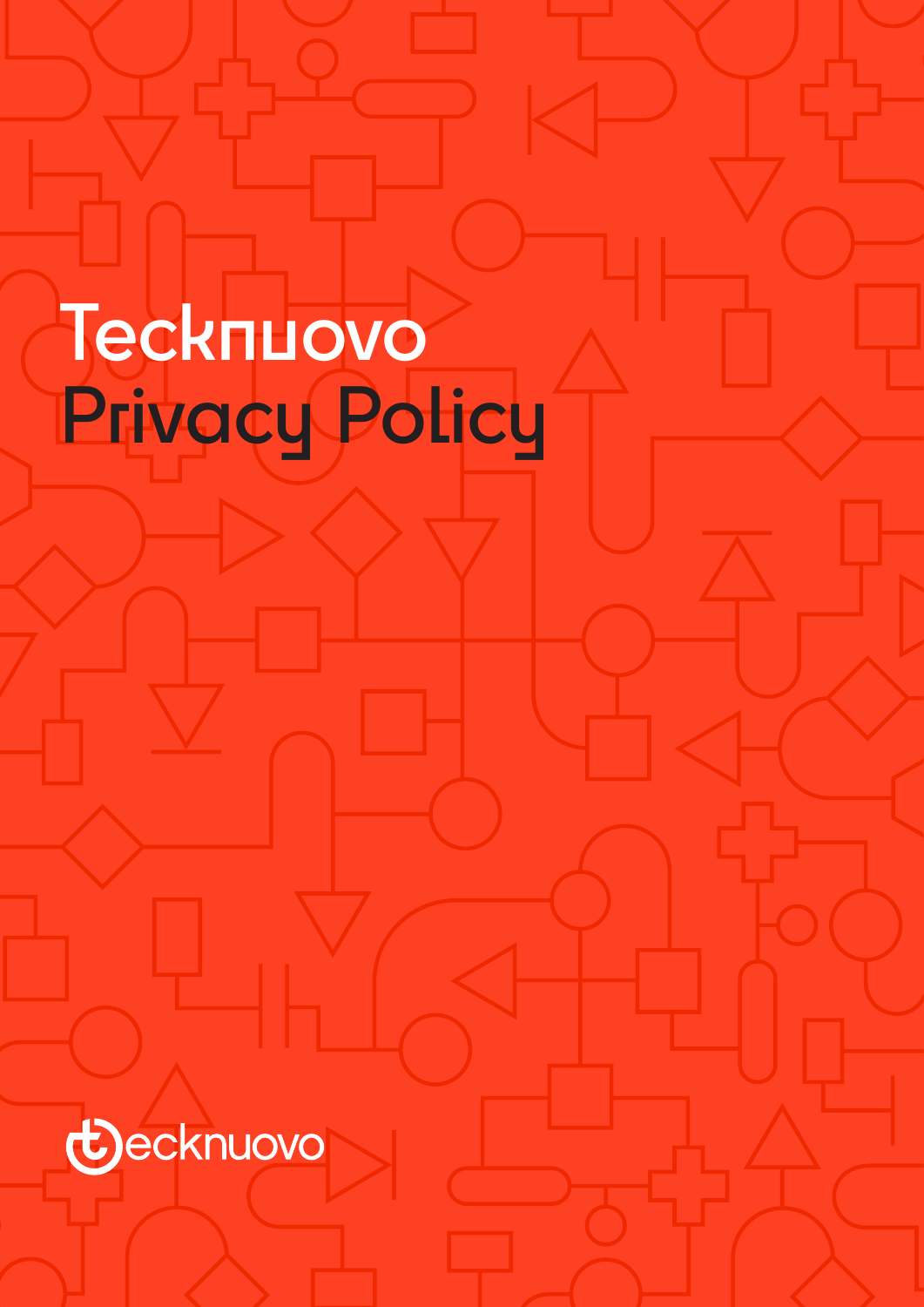# Tecknuovo Privacy Policy

tecknuovo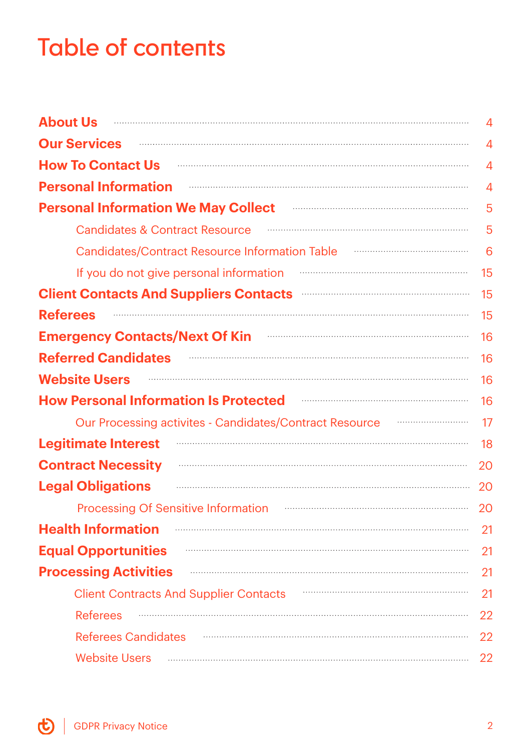# Table of contents

- **About Us** ........ 4
- **Our Services** ........ 4
- **How To Contact Us** ........ 4
- **Personal Information** ........ 4
- **Personal Information We May Collect** ........ 5
    - Candidates & Contract Resource ........ 5
    - Candidates/Contract Resource Information Table ........ 6
    - If you do not give personal information ........ 15
- **Client Contacts And Suppliers Contacts** ........ 15
- **Referees** ........ 15
- **Emergency Contacts/Next Of Kin** ........ 16
- **Referred Candidates** ........ 16
- **Website Users** ........ 16
- **How Personal Information Is Protected** ........ 16
    - Our Processing activites - Candidates/Contract Resource ........ 17
- **Legitimate Interest** ........ 18
- **Contract Necessity** ........ 20
- **Legal Obligations** ........ 20
    - Processing Of Sensitive Information ........ 20
- **Health Information** ........ 21
- **Equal Opportunities** ........ 21
- **Processing Activities** ........ 21
    - Client Contracts And Supplier Contacts ........ 21
    - Referees ........ 22
    - Referees Candidates ........ 22
    - Website Users ........ 22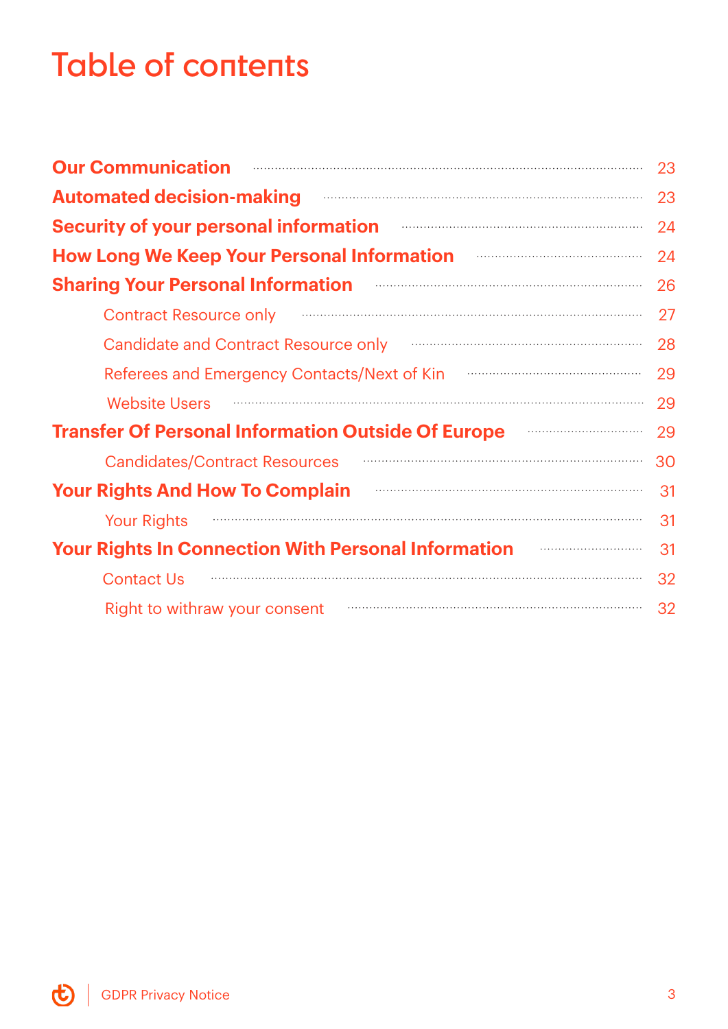# Table of contents

- **Our Communication** ........ 23
- **Automated decision-making** ........ 23
- **Security of your personal information** ........ 24
- **How Long We Keep Your Personal Information** ........ 24
- **Sharing Your Personal Information** ........ 26
  - Contract Resource only ........ 27
  - Candidate and Contract Resource only ........ 28
  - Referees and Emergency Contacts/Next of Kin ........ 29
  - Website Users ........ 29
- **Transfer Of Personal Information Outside Of Europe** ........ 29
  - Candidates/Contract Resources ........ 30
- **Your Rights And How To Complain** ........ 31
  - Your Rights ........ 31
- **Your Rights In Connection With Personal Information** ........ 31
  - Contact Us ........ 32
  - Right to withraw your consent ........ 32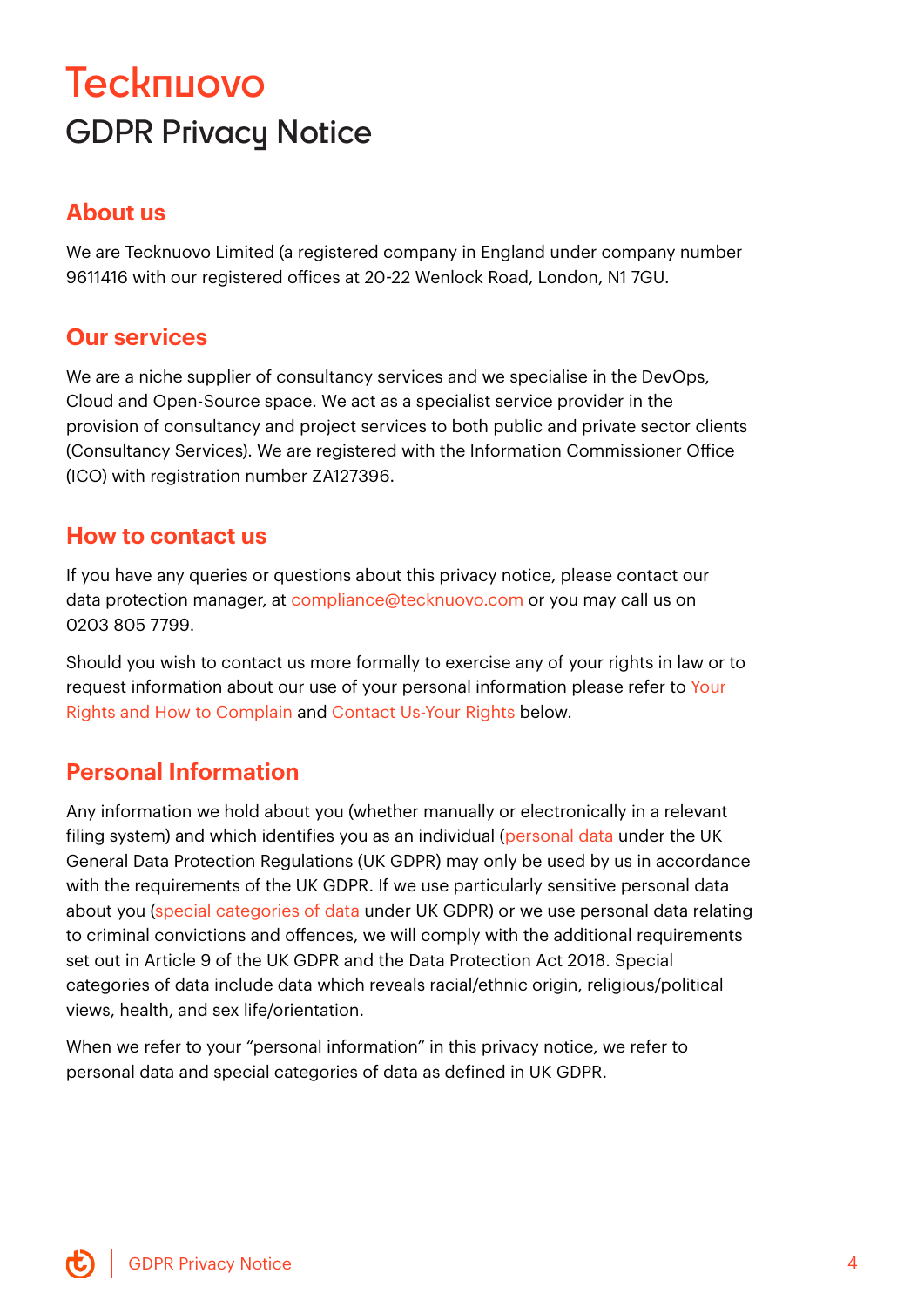# Tecknuovo

## GDPR Privacy Notice

### About us

We are Tecknuovo Limited (a registered company in England under company number 9611416 with our registered offices at 20-22 Wenlock Road, London, N1 7GU.

### Our services

We are a niche supplier of consultancy services and we specialise in the DevOps, Cloud and Open-Source space. We act as a specialist service provider in the provision of consultancy and project services to both public and private sector clients (Consultancy Services). We are registered with the Information Commissioner Office (ICO) with registration number ZA127396.

### How to contact us

If you have any queries or questions about this privacy notice, please contact our data protection manager, at compliance@tecknuovo.com or you may call us on 0203 805 7799.

Should you wish to contact us more formally to exercise any of your rights in law or to request information about our use of your personal information please refer to Your Rights and How to Complain and Contact Us-Your Rights below.

### Personal Information

Any information we hold about you (whether manually or electronically in a relevant filing system) and which identifies you as an individual (personal data under the UK General Data Protection Regulations (UK GDPR) may only be used by us in accordance with the requirements of the UK GDPR. If we use particularly sensitive personal data about you (special categories of data under UK GDPR) or we use personal data relating to criminal convictions and offences, we will comply with the additional requirements set out in Article 9 of the UK GDPR and the Data Protection Act 2018. Special categories of data include data which reveals racial/ethnic origin, religious/political views, health, and sex life/orientation.

When we refer to your "personal information" in this privacy notice, we refer to personal data and special categories of data as defined in UK GDPR.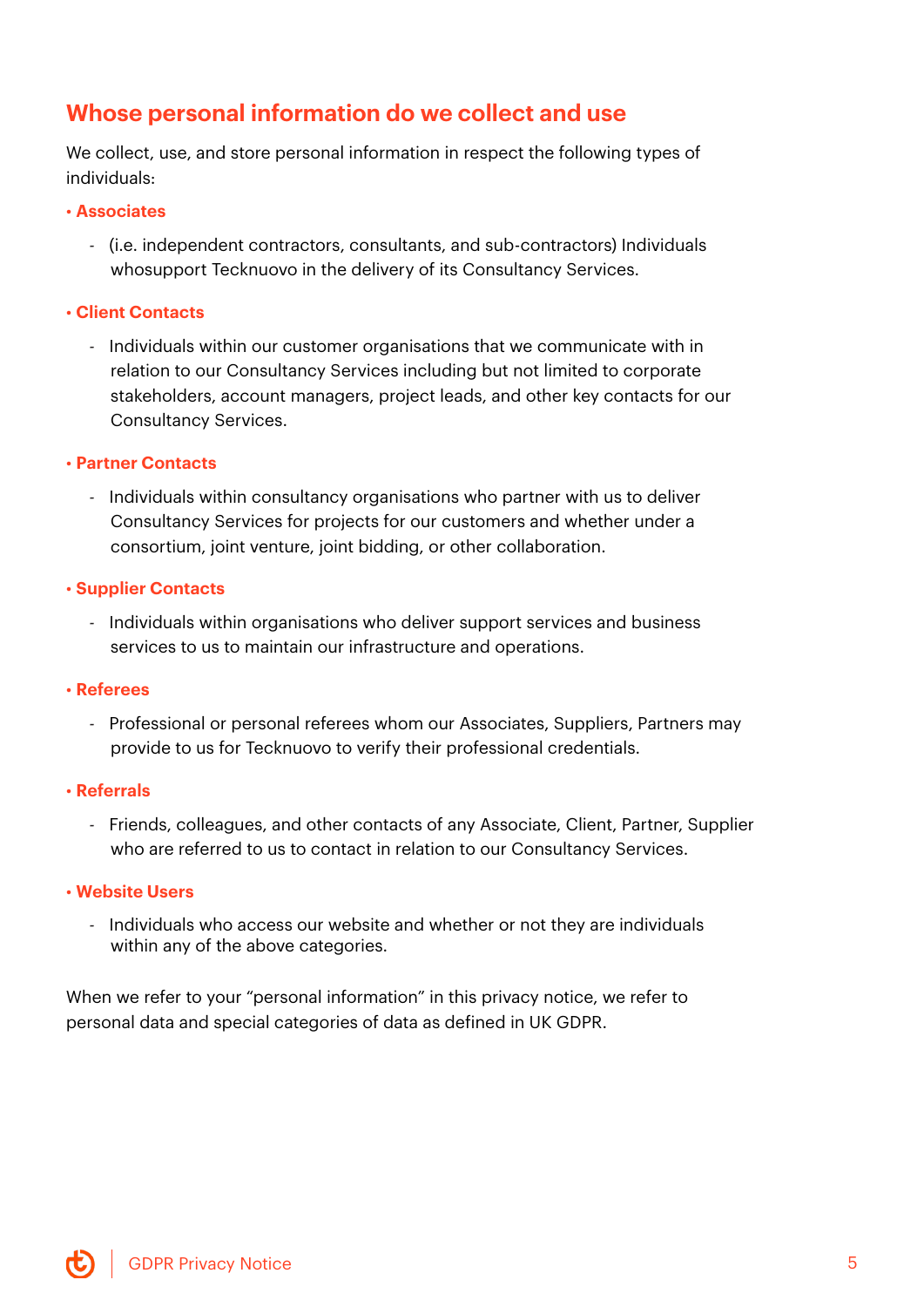## Whose personal information do we collect and use

We collect, use, and store personal information in respect the following types of individuals:

- **Associates**
  - (i.e. independent contractors, consultants, and sub-contractors) Individuals whosupport Tecknuovo in the delivery of its Consultancy Services.
- **Client Contacts**
  - Individuals within our customer organisations that we communicate with in relation to our Consultancy Services including but not limited to corporate stakeholders, account managers, project leads, and other key contacts for our Consultancy Services.
- **Partner Contacts**
  - Individuals within consultancy organisations who partner with us to deliver Consultancy Services for projects for our customers and whether under a consortium, joint venture, joint bidding, or other collaboration.
- **Supplier Contacts**
  - Individuals within organisations who deliver support services and business services to us to maintain our infrastructure and operations.
- **Referees**
  - Professional or personal referees whom our Associates, Suppliers, Partners may provide to us for Tecknuovo to verify their professional credentials.
- **Referrals**
  - Friends, colleagues, and other contacts of any Associate, Client, Partner, Supplier who are referred to us to contact in relation to our Consultancy Services.
- **Website Users**
  - Individuals who access our website and whether or not they are individuals within any of the above categories.

When we refer to your "personal information" in this privacy notice, we refer to personal data and special categories of data as defined in UK GDPR.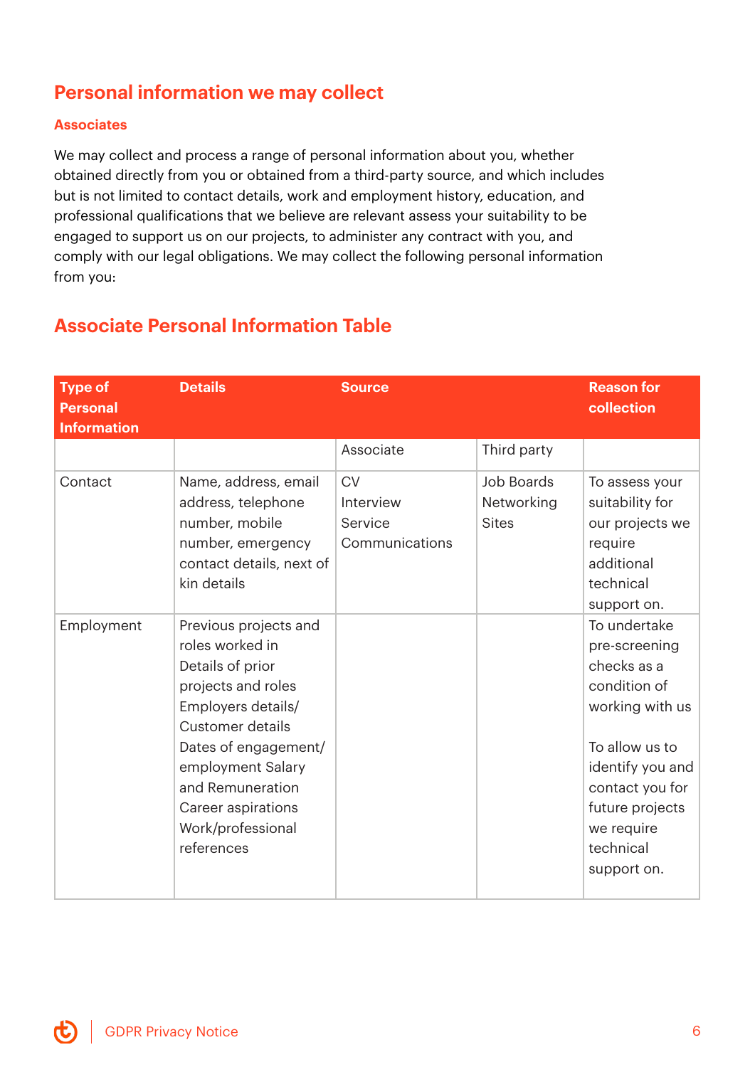## Personal information we may collect

### Associates

We may collect and process a range of personal information about you, whether obtained directly from you or obtained from a third-party source, and which includes but is not limited to contact details, work and employment history, education, and professional qualifications that we believe are relevant assess your suitability to be engaged to support us on our projects, to administer any contract with you, and comply with our legal obligations. We may collect the following personal information from you:

## Associate Personal Information Table

| Type of Personal Information | Details | Source | | Reason for collection |
|---|---|---|---|---|
| | | Associate | Third party | |
| Contact | Name, address, email address, telephone number, mobile number, emergency contact details, next of kin details | CV<br>Interview<br>Service<br>Communications | Job Boards<br>Networking Sites | To assess your suitability for our projects we require additional technical support on. |
| Employment | Previous projects and roles worked in<br>Details of prior projects and roles<br>Employers details/ Customer details<br>Dates of engagement/ employment Salary and Remuneration<br>Career aspirations<br>Work/professional references | | | To undertake pre-screening checks as a condition of working with us<br><br>To allow us to identify you and contact you for future projects we require technical support on. |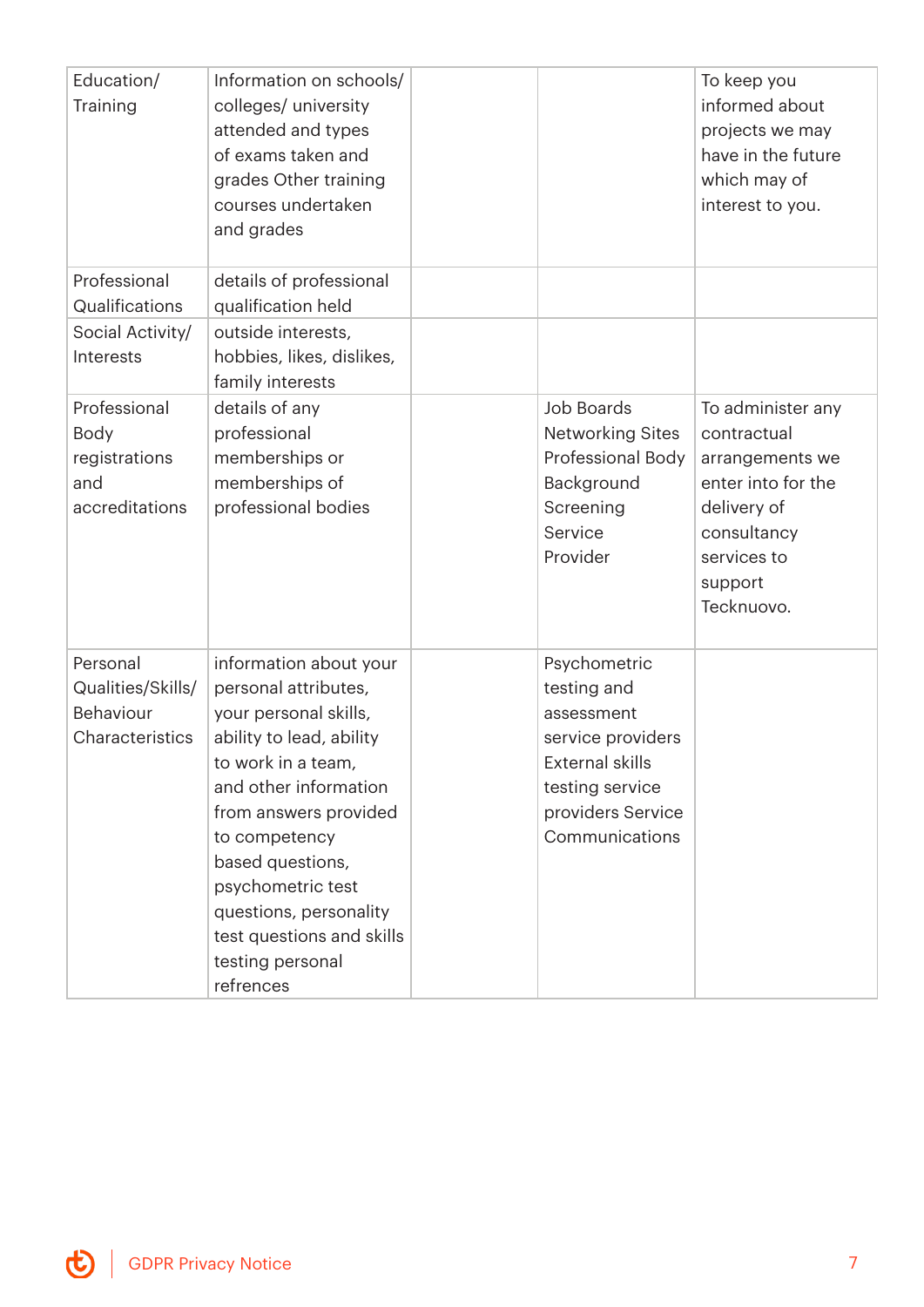| | | | | |
|---|---|---|---|---|
| Education/ Training | Information on schools/ colleges/ university attended and types of exams taken and grades Other training courses undertaken and grades | | | To keep you informed about projects we may have in the future which may of interest to you. |
| Professional Qualifications | details of professional qualification held | | | |
| Social Activity/ Interests | outside interests, hobbies, likes, dislikes, family interests | | | |
| Professional Body registrations and accreditations | details of any professional memberships or memberships of professional bodies | | Job Boards Networking Sites Professional Body Background Screening Service Provider | To administer any contractual arrangements we enter into for the delivery of consultancy services to support Tecknuovo. |
| Personal Qualities/Skills/ Behaviour Characteristics | information about your personal attributes, your personal skills, ability to lead, ability to work in a team, and other information from answers provided to competency based questions, psychometric test questions, personality test questions and skills testing personal refrences | | Psychometric testing and assessment service providers External skills testing service providers Service Communications | |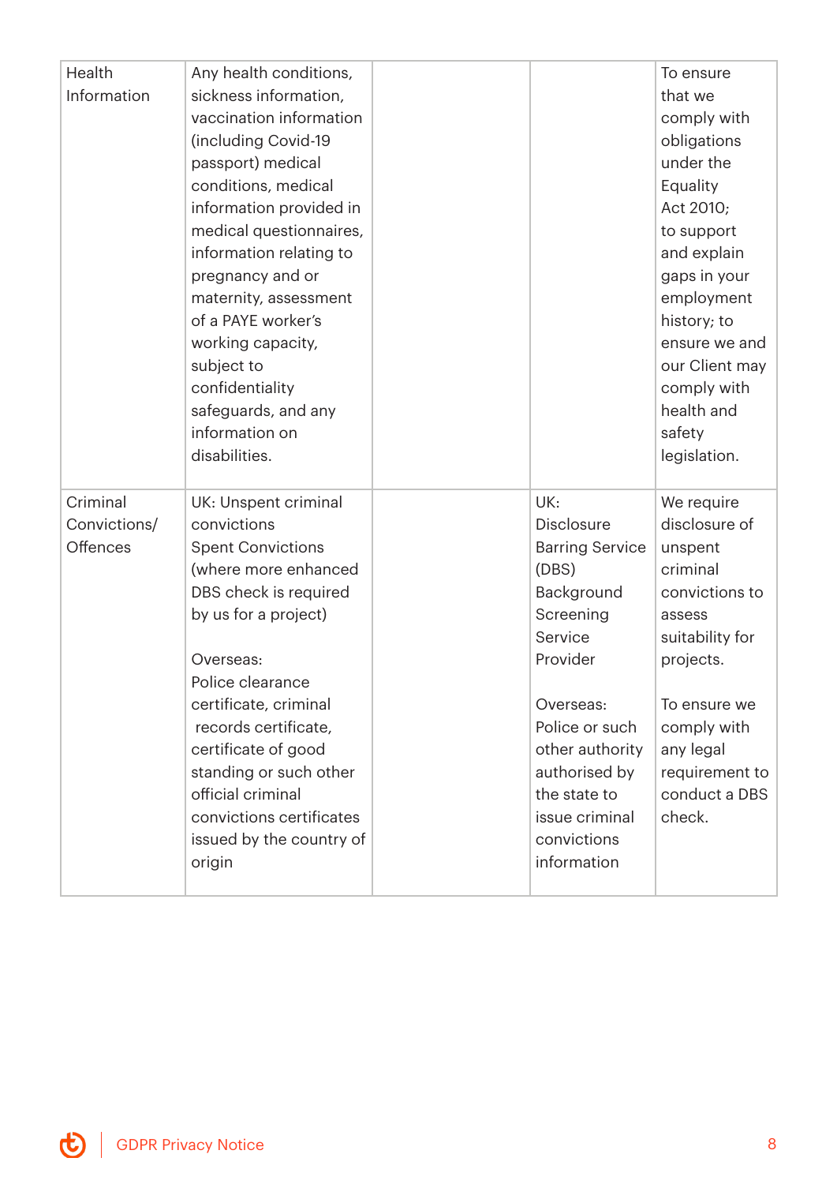| | | | | |
|---|---|---|---|---|
| Health Information | Any health conditions, sickness information, vaccination information (including Covid-19 passport) medical conditions, medical information provided in medical questionnaires, information relating to pregnancy and or maternity, assessment of a PAYE worker's working capacity, subject to confidentiality safeguards, and any information on disabilities. | | | To ensure that we comply with obligations under the Equality Act 2010; to support and explain gaps in your employment history; to ensure we and our Client may comply with health and safety legislation. |
| Criminal Convictions/ Offences | UK: Unspent criminal convictions<br>Spent Convictions (where more enhanced DBS check is required by us for a project)<br><br>Overseas:<br>Police clearance certificate, criminal records certificate, certificate of good standing or such other official criminal convictions certificates issued by the country of origin | | UK: Disclosure Barring Service (DBS)<br>Background Screening Service Provider<br><br>Overseas:<br>Police or such other authority authorised by the state to issue criminal convictions information | We require disclosure of unspent criminal convictions to assess suitability for projects.<br><br>To ensure we comply with any legal requirement to conduct a DBS check. |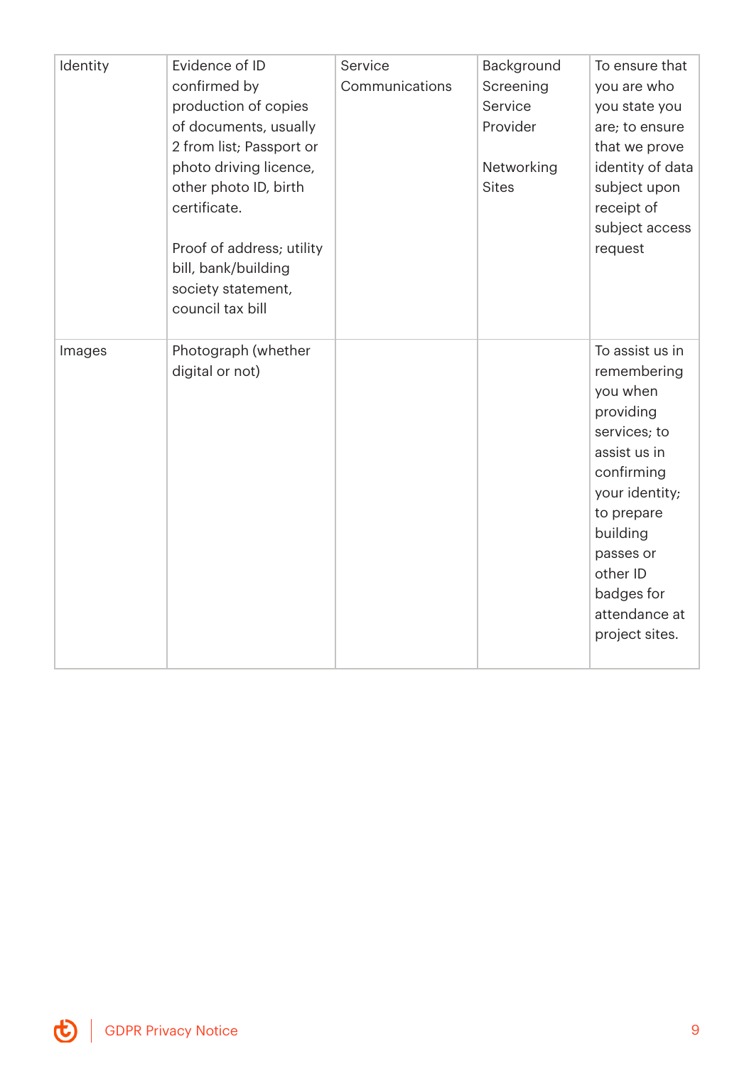| Identity | Evidence of ID confirmed by production of copies of documents, usually 2 from list; Passport or photo driving licence, other photo ID, birth certificate.<br><br>Proof of address; utility bill, bank/building society statement, council tax bill | Service Communications | Background Screening Service Provider<br><br>Networking Sites | To ensure that you are who you state you are; to ensure that we prove identity of data subject upon receipt of subject access request |
|---|---|---|---|---|
| Images | Photograph (whether digital or not) | | | To assist us in remembering you when providing services; to assist us in confirming your identity; to prepare building passes or other ID badges for attendance at project sites. |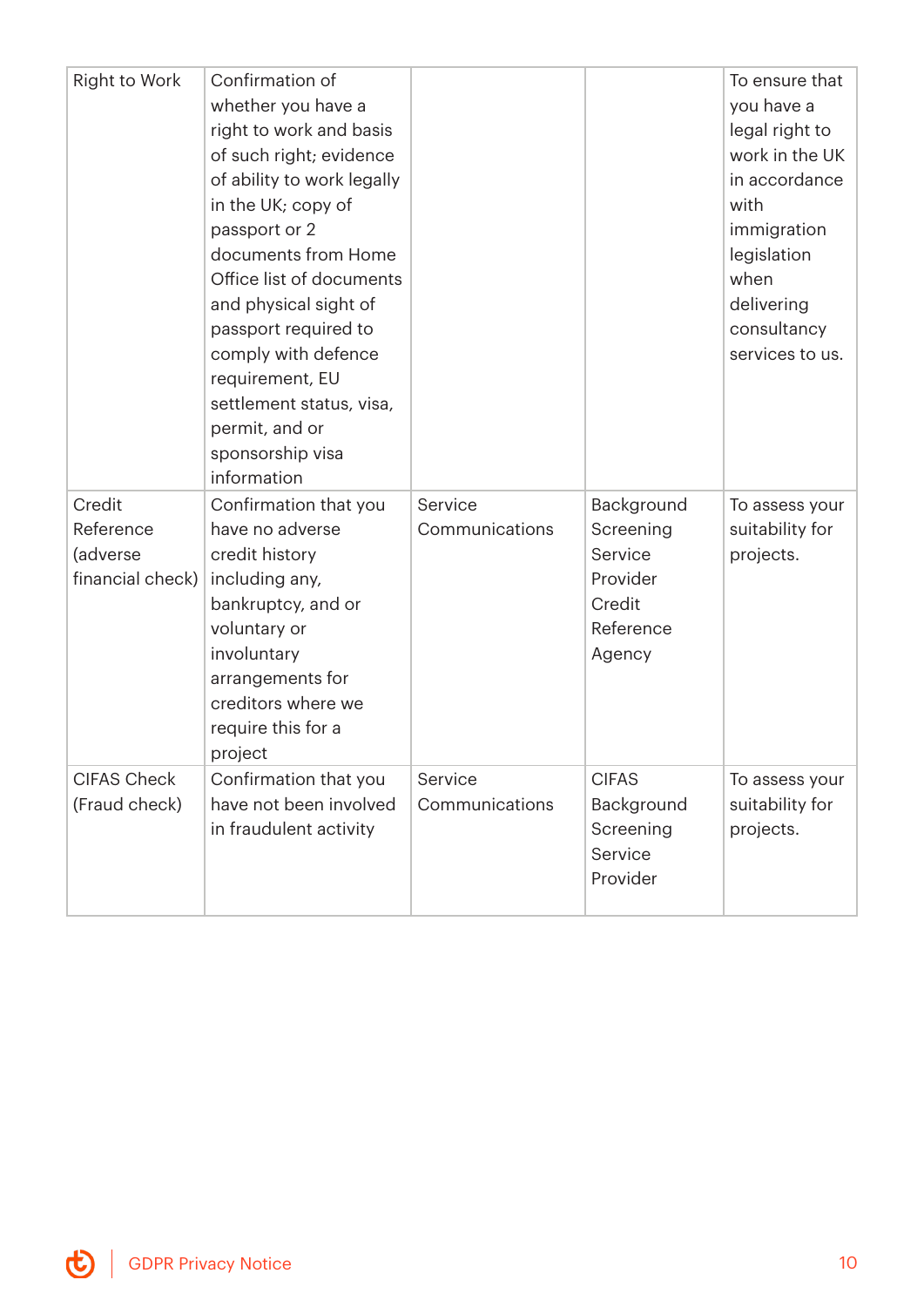| | | | | |
|---|---|---|---|---|
| Right to Work | Confirmation of whether you have a right to work and basis of such right; evidence of ability to work legally in the UK; copy of passport or 2 documents from Home Office list of documents and physical sight of passport required to comply with defence requirement, EU settlement status, visa, permit, and or sponsorship visa information | | | To ensure that you have a legal right to work in the UK in accordance with immigration legislation when delivering consultancy services to us. |
| Credit Reference (adverse financial check) | Confirmation that you have no adverse credit history including any, bankruptcy, and or voluntary or involuntary arrangements for creditors where we require this for a project | Service Communications | Background Screening Service Provider Credit Reference Agency | To assess your suitability for projects. |
| CIFAS Check (Fraud check) | Confirmation that you have not been involved in fraudulent activity | Service Communications | CIFAS Background Screening Service Provider | To assess your suitability for projects. |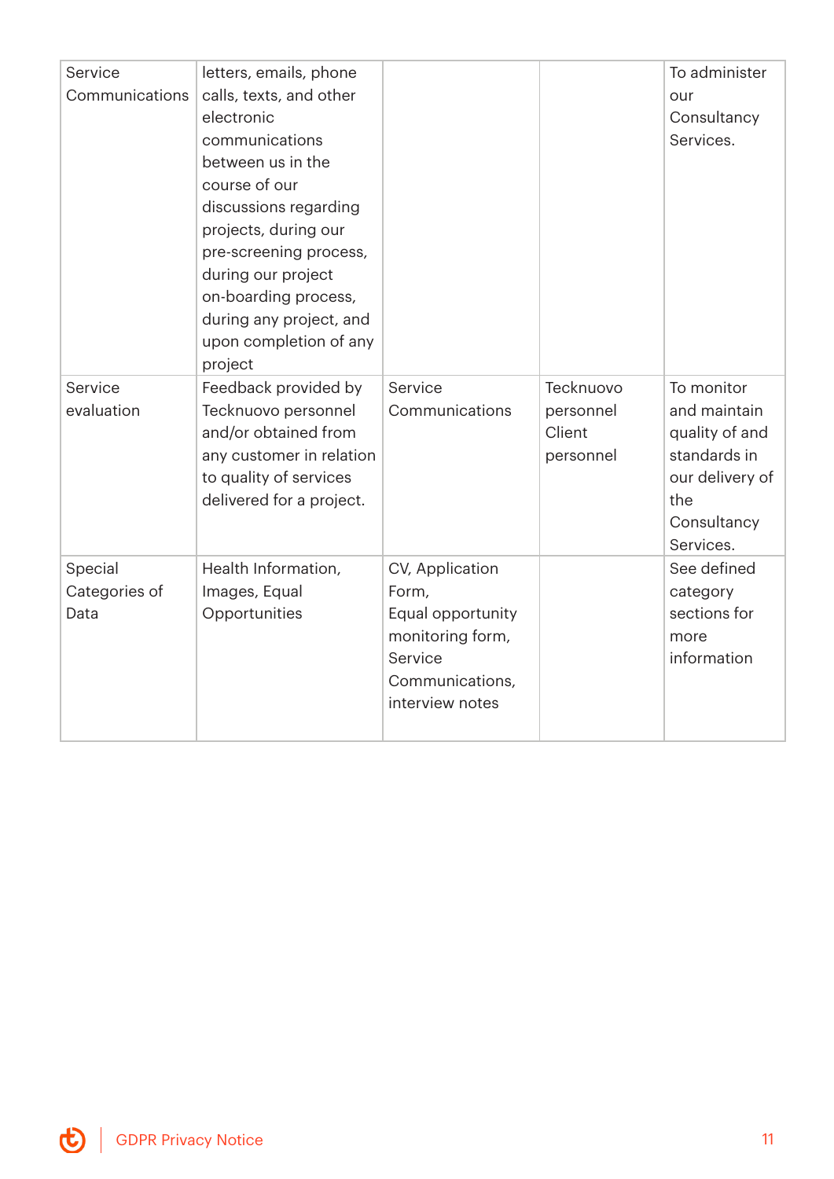| | | | | |
|---|---|---|---|---|
| Service Communications | letters, emails, phone calls, texts, and other electronic communications between us in the course of our discussions regarding projects, during our pre-screening process, during our project on-boarding process, during any project, and upon completion of any project | | | To administer our Consultancy Services. |
| Service evaluation | Feedback provided by Tecknuovo personnel and/or obtained from any customer in relation to quality of services delivered for a project. | Service Communications | Tecknuovo personnel Client personnel | To monitor and maintain quality of and standards in our delivery of the Consultancy Services. |
| Special Categories of Data | Health Information, Images, Equal Opportunities | CV, Application Form, Equal opportunity monitoring form, Service Communications, interview notes | | See defined category sections for more information |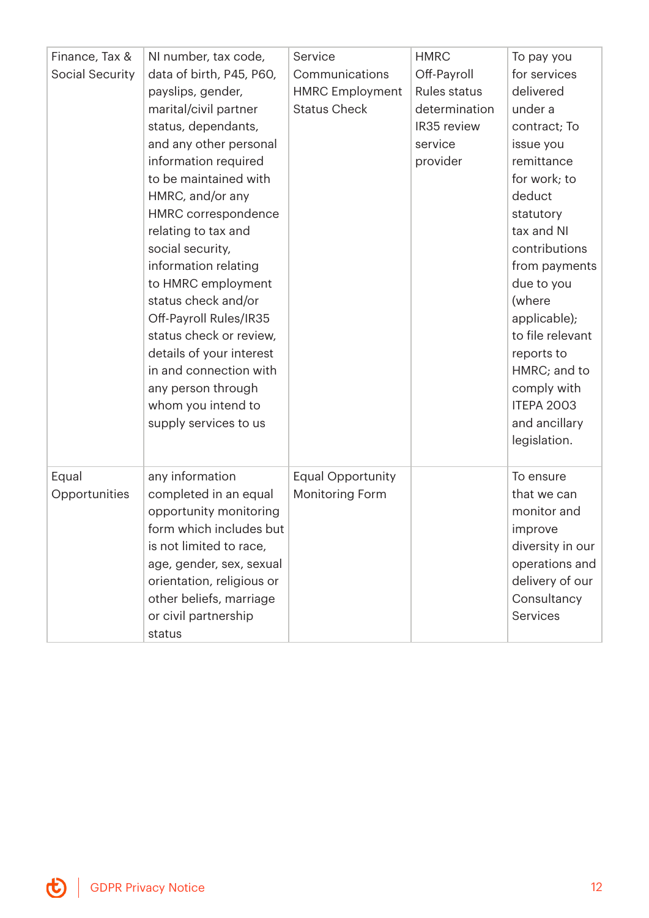| | | | | |
|---|---|---|---|---|
| Finance, Tax & Social Security | NI number, tax code, data of birth, P45, P60, payslips, gender, marital/civil partner status, dependants, and any other personal information required to be maintained with HMRC, and/or any HMRC correspondence relating to tax and social security, information relating to HMRC employment status check and/or Off-Payroll Rules/IR35 status check or review, details of your interest in and connection with any person through whom you intend to supply services to us | Service Communications HMRC Employment Status Check | HMRC Off-Payroll Rules status determination IR35 review service provider | To pay you for services delivered under a contract; To issue you remittance for work; to deduct statutory tax and NI contributions from payments due to you (where applicable); to file relevant reports to HMRC; and to comply with ITEPA 2003 and ancillary legislation. |
| Equal Opportunities | any information completed in an equal opportunity monitoring form which includes but is not limited to race, age, gender, sex, sexual orientation, religious or other beliefs, marriage or civil partnership status | Equal Opportunity Monitoring Form | | To ensure that we can monitor and improve diversity in our operations and delivery of our Consultancy Services |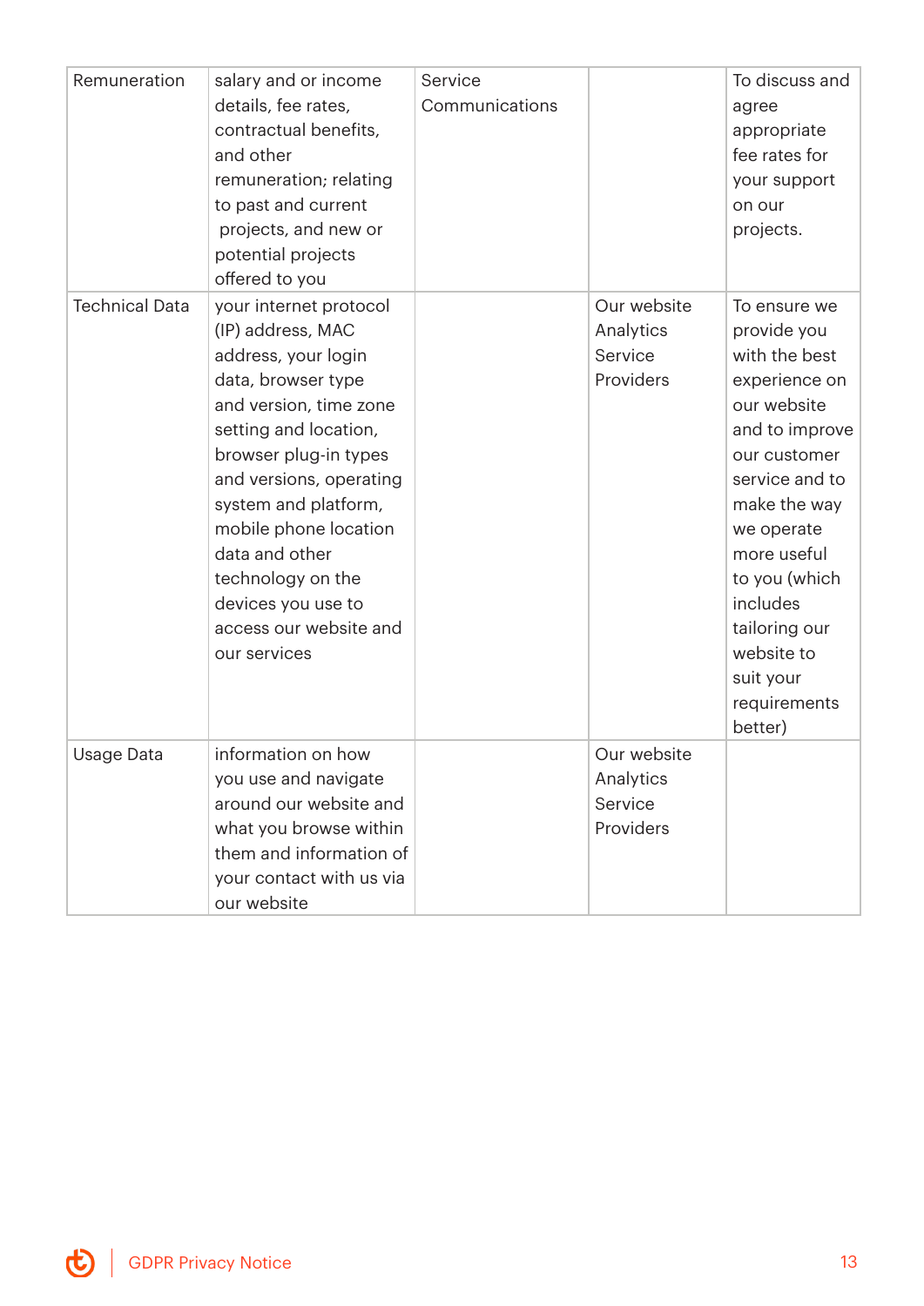| | | | | |
|---|---|---|---|---|
| Remuneration | salary and or income details, fee rates, contractual benefits, and other remuneration; relating to past and current projects, and new or potential projects offered to you | Service Communications | | To discuss and agree appropriate fee rates for your support on our projects. |
| Technical Data | your internet protocol (IP) address, MAC address, your login data, browser type and version, time zone setting and location, browser plug-in types and versions, operating system and platform, mobile phone location data and other technology on the devices you use to access our website and our services | | Our website Analytics Service Providers | To ensure we provide you with the best experience on our website and to improve our customer service and to make the way we operate more useful to you (which includes tailoring our website to suit your requirements better) |
| Usage Data | information on how you use and navigate around our website and what you browse within them and information of your contact with us via our website | | Our website Analytics Service Providers | |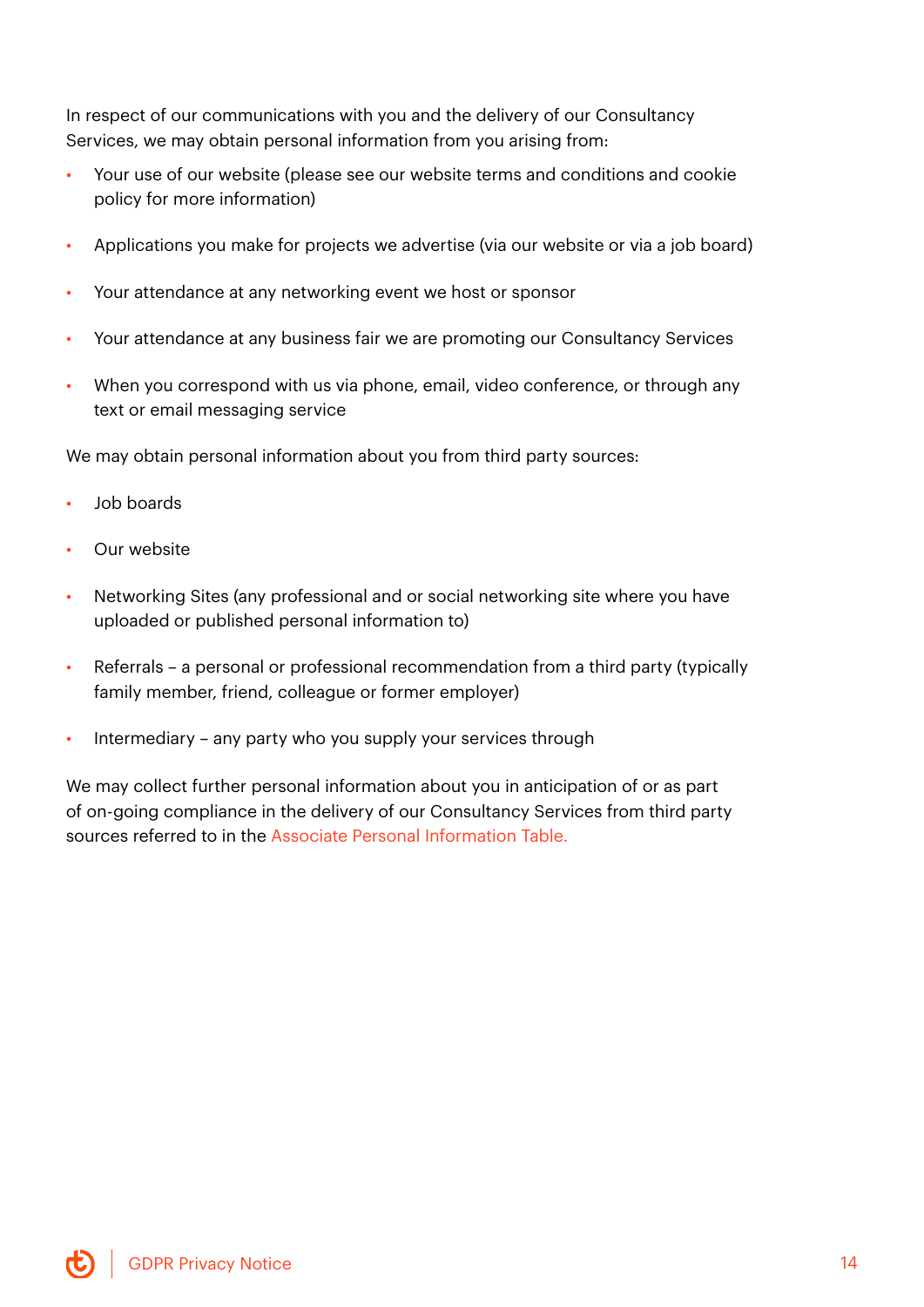In respect of our communications with you and the delivery of our Consultancy Services, we may obtain personal information from you arising from:

- Your use of our website (please see our website terms and conditions and cookie policy for more information)
- Applications you make for projects we advertise (via our website or via a job board)
- Your attendance at any networking event we host or sponsor
- Your attendance at any business fair we are promoting our Consultancy Services
- When you correspond with us via phone, email, video conference, or through any text or email messaging service

We may obtain personal information about you from third party sources:

- Job boards
- Our website
- Networking Sites (any professional and or social networking site where you have uploaded or published personal information to)
- Referrals – a personal or professional recommendation from a third party (typically family member, friend, colleague or former employer)
- Intermediary – any party who you supply your services through

We may collect further personal information about you in anticipation of or as part of on-going compliance in the delivery of our Consultancy Services from third party sources referred to in the Associate Personal Information Table.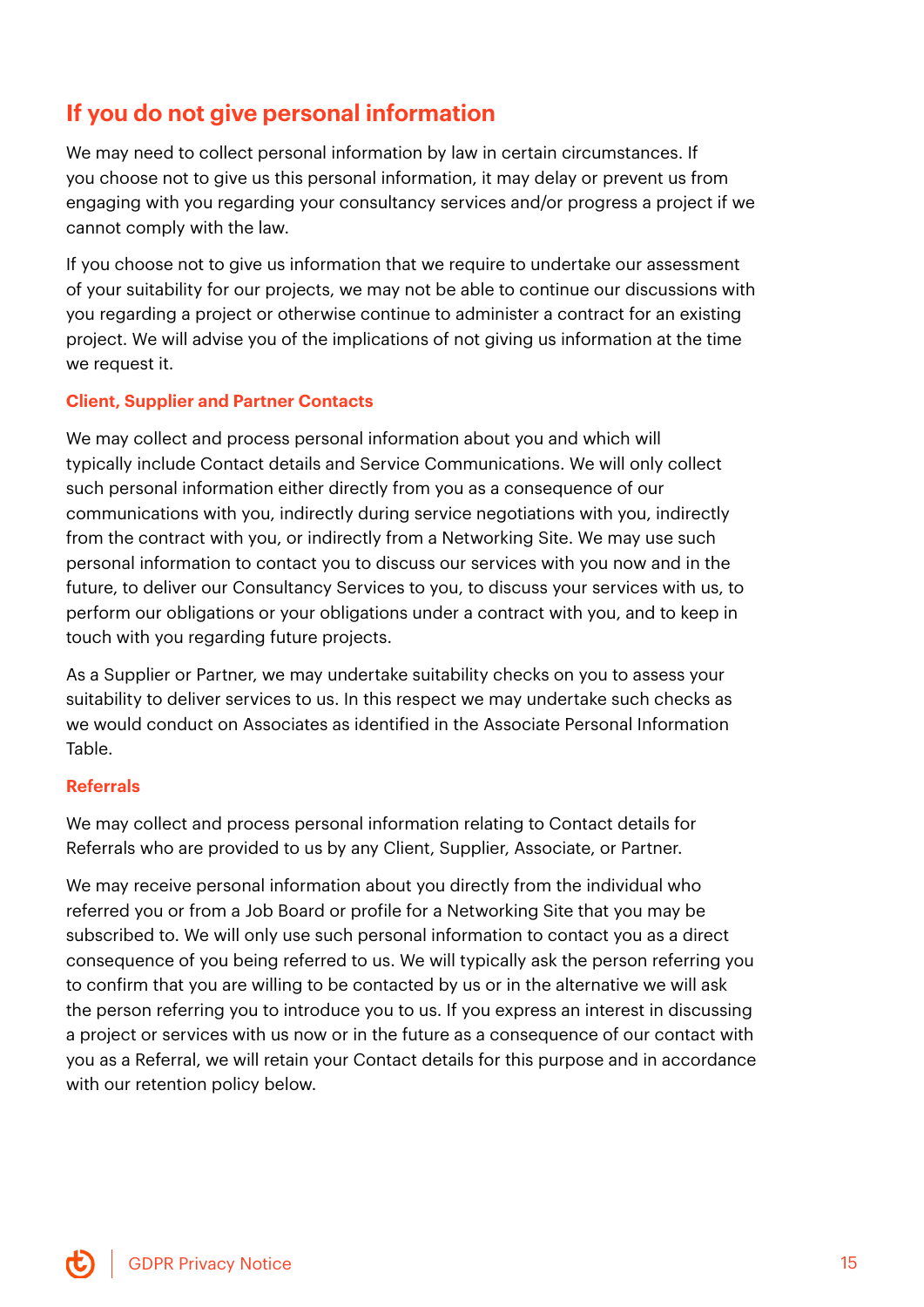## If you do not give personal information

We may need to collect personal information by law in certain circumstances. If you choose not to give us this personal information, it may delay or prevent us from engaging with you regarding your consultancy services and/or progress a project if we cannot comply with the law.

If you choose not to give us information that we require to undertake our assessment of your suitability for our projects, we may not be able to continue our discussions with you regarding a project or otherwise continue to administer a contract for an existing project. We will advise you of the implications of not giving us information at the time we request it.

### Client, Supplier and Partner Contacts

We may collect and process personal information about you and which will typically include Contact details and Service Communications. We will only collect such personal information either directly from you as a consequence of our communications with you, indirectly during service negotiations with you, indirectly from the contract with you, or indirectly from a Networking Site. We may use such personal information to contact you to discuss our services with you now and in the future, to deliver our Consultancy Services to you, to discuss your services with us, to perform our obligations or your obligations under a contract with you, and to keep in touch with you regarding future projects.

As a Supplier or Partner, we may undertake suitability checks on you to assess your suitability to deliver services to us. In this respect we may undertake such checks as we would conduct on Associates as identified in the Associate Personal Information Table.

### Referrals

We may collect and process personal information relating to Contact details for Referrals who are provided to us by any Client, Supplier, Associate, or Partner.

We may receive personal information about you directly from the individual who referred you or from a Job Board or profile for a Networking Site that you may be subscribed to. We will only use such personal information to contact you as a direct consequence of you being referred to us. We will typically ask the person referring you to confirm that you are willing to be contacted by us or in the alternative we will ask the person referring you to introduce you to us. If you express an interest in discussing a project or services with us now or in the future as a consequence of our contact with you as a Referral, we will retain your Contact details for this purpose and in accordance with our retention policy below.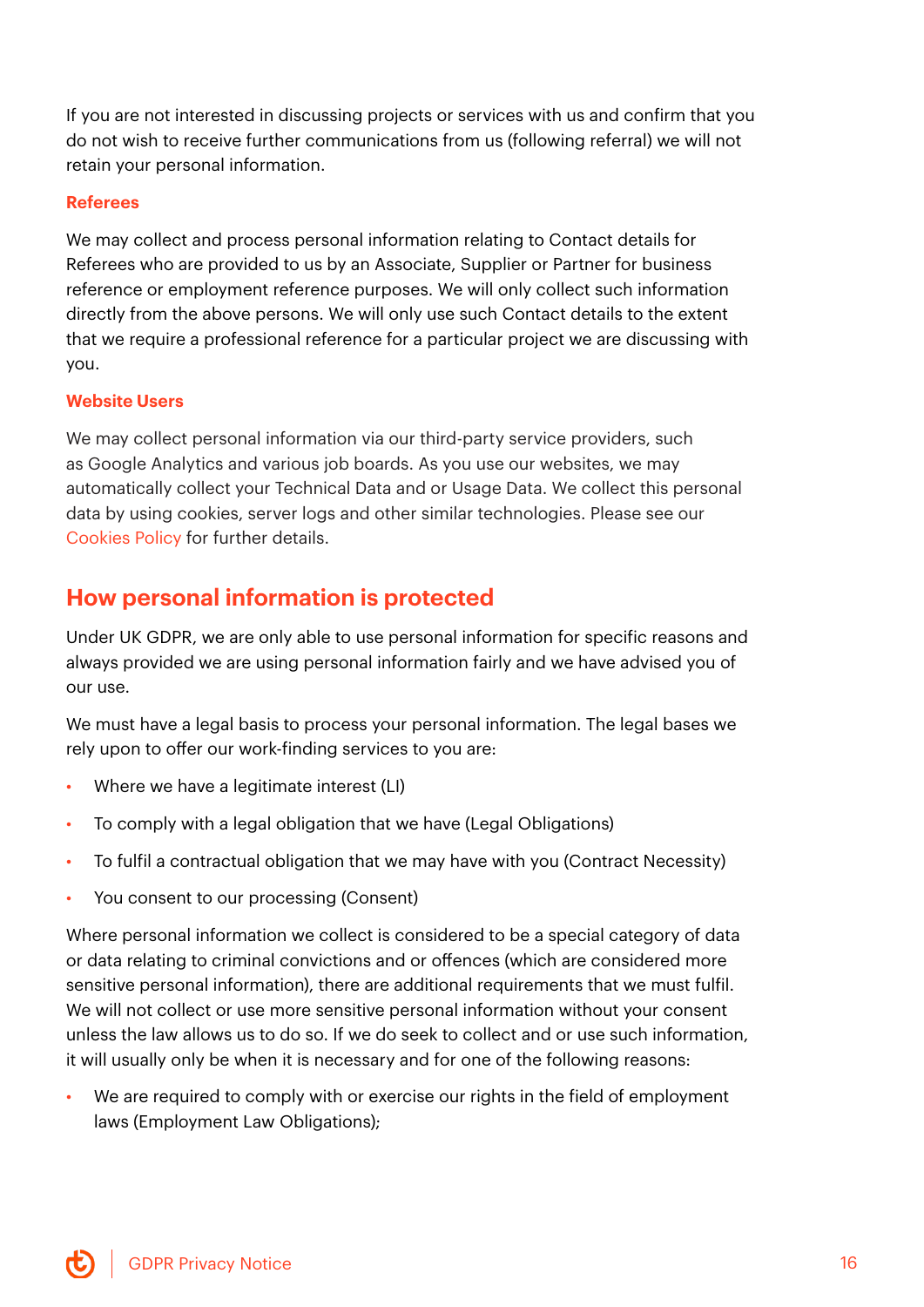If you are not interested in discussing projects or services with us and confirm that you do not wish to receive further communications from us (following referral) we will not retain your personal information.

### Referees

We may collect and process personal information relating to Contact details for Referees who are provided to us by an Associate, Supplier or Partner for business reference or employment reference purposes. We will only collect such information directly from the above persons. We will only use such Contact details to the extent that we require a professional reference for a particular project we are discussing with you.

### Website Users

We may collect personal information via our third-party service providers, such as Google Analytics and various job boards. As you use our websites, we may automatically collect your Technical Data and or Usage Data. We collect this personal data by using cookies, server logs and other similar technologies. Please see our Cookies Policy for further details.

## How personal information is protected

Under UK GDPR, we are only able to use personal information for specific reasons and always provided we are using personal information fairly and we have advised you of our use.

We must have a legal basis to process your personal information. The legal bases we rely upon to offer our work-finding services to you are:

- Where we have a legitimate interest (LI)
- To comply with a legal obligation that we have (Legal Obligations)
- To fulfil a contractual obligation that we may have with you (Contract Necessity)
- You consent to our processing (Consent)

Where personal information we collect is considered to be a special category of data or data relating to criminal convictions and or offences (which are considered more sensitive personal information), there are additional requirements that we must fulfil. We will not collect or use more sensitive personal information without your consent unless the law allows us to do so. If we do seek to collect and or use such information, it will usually only be when it is necessary and for one of the following reasons:

- We are required to comply with or exercise our rights in the field of employment laws (Employment Law Obligations);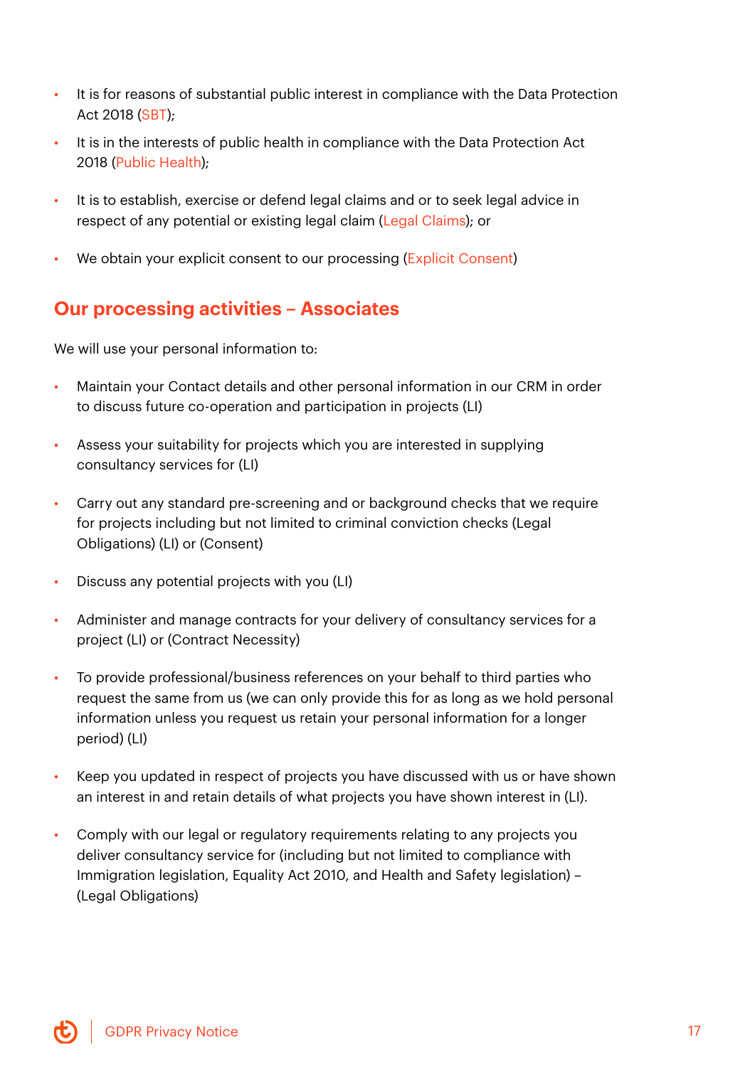- It is for reasons of substantial public interest in compliance with the Data Protection Act 2018 (SBT);
- It is in the interests of public health in compliance with the Data Protection Act 2018 (Public Health);
- It is to establish, exercise or defend legal claims and or to seek legal advice in respect of any potential or existing legal claim (Legal Claims); or
- We obtain your explicit consent to our processing (Explicit Consent)

## Our processing activities – Associates

We will use your personal information to:

- Maintain your Contact details and other personal information in our CRM in order to discuss future co-operation and participation in projects (LI)
- Assess your suitability for projects which you are interested in supplying consultancy services for (LI)
- Carry out any standard pre-screening and or background checks that we require for projects including but not limited to criminal conviction checks (Legal Obligations) (LI) or (Consent)
- Discuss any potential projects with you (LI)
- Administer and manage contracts for your delivery of consultancy services for a project (LI) or (Contract Necessity)
- To provide professional/business references on your behalf to third parties who request the same from us (we can only provide this for as long as we hold personal information unless you request us retain your personal information for a longer period) (LI)
- Keep you updated in respect of projects you have discussed with us or have shown an interest in and retain details of what projects you have shown interest in (LI).
- Comply with our legal or regulatory requirements relating to any projects you deliver consultancy service for (including but not limited to compliance with Immigration legislation, Equality Act 2010, and Health and Safety legislation) – (Legal Obligations)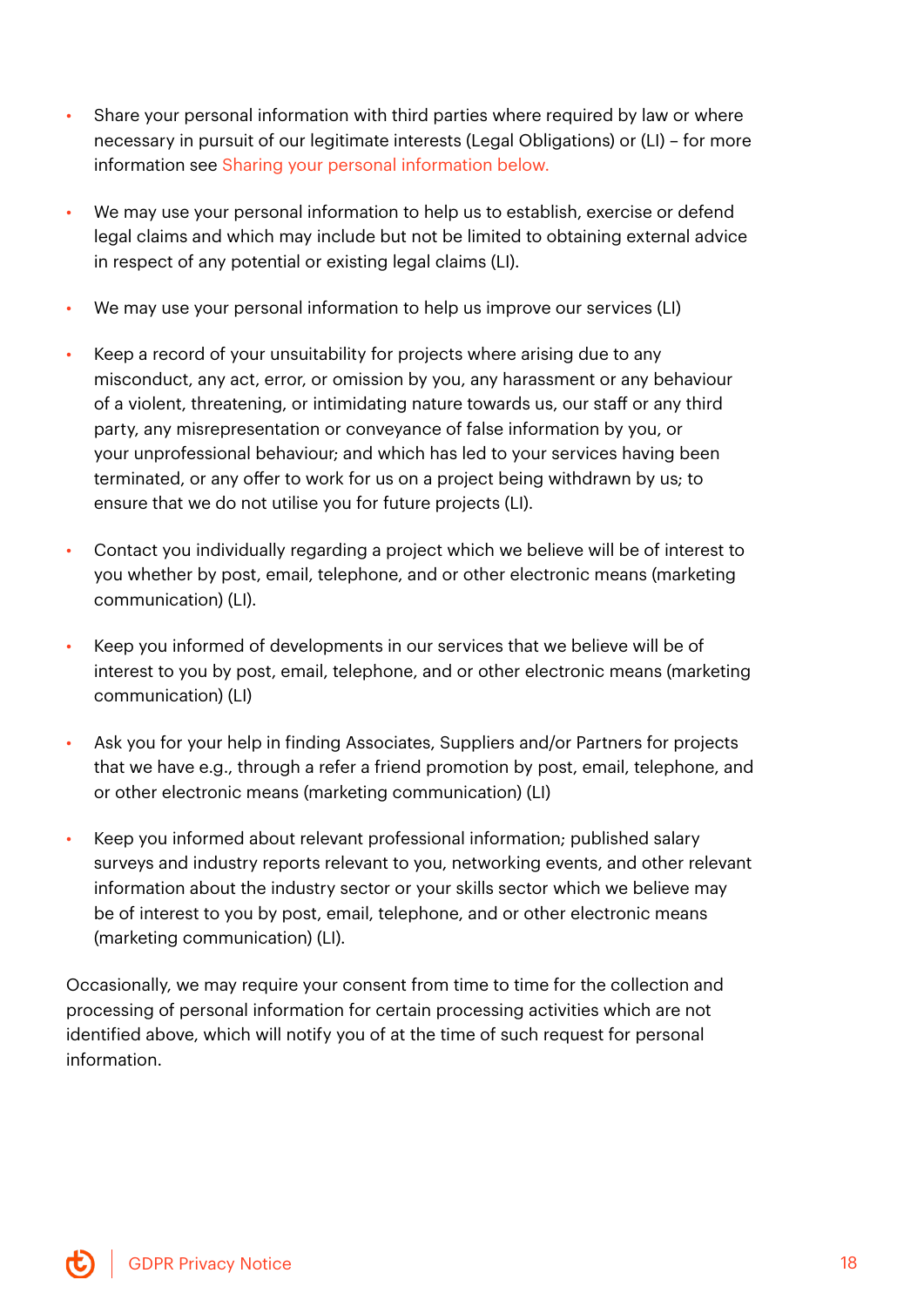- Share your personal information with third parties where required by law or where necessary in pursuit of our legitimate interests (Legal Obligations) or (LI) – for more information see Sharing your personal information below.

- We may use your personal information to help us to establish, exercise or defend legal claims and which may include but not be limited to obtaining external advice in respect of any potential or existing legal claims (LI).

- We may use your personal information to help us improve our services (LI)

- Keep a record of your unsuitability for projects where arising due to any misconduct, any act, error, or omission by you, any harassment or any behaviour of a violent, threatening, or intimidating nature towards us, our staff or any third party, any misrepresentation or conveyance of false information by you, or your unprofessional behaviour; and which has led to your services having been terminated, or any offer to work for us on a project being withdrawn by us; to ensure that we do not utilise you for future projects (LI).

- Contact you individually regarding a project which we believe will be of interest to you whether by post, email, telephone, and or other electronic means (marketing communication) (LI).

- Keep you informed of developments in our services that we believe will be of interest to you by post, email, telephone, and or other electronic means (marketing communication) (LI)

- Ask you for your help in finding Associates, Suppliers and/or Partners for projects that we have e.g., through a refer a friend promotion by post, email, telephone, and or other electronic means (marketing communication) (LI)

- Keep you informed about relevant professional information; published salary surveys and industry reports relevant to you, networking events, and other relevant information about the industry sector or your skills sector which we believe may be of interest to you by post, email, telephone, and or other electronic means (marketing communication) (LI).

Occasionally, we may require your consent from time to time for the collection and processing of personal information for certain processing activities which are not identified above, which will notify you of at the time of such request for personal information.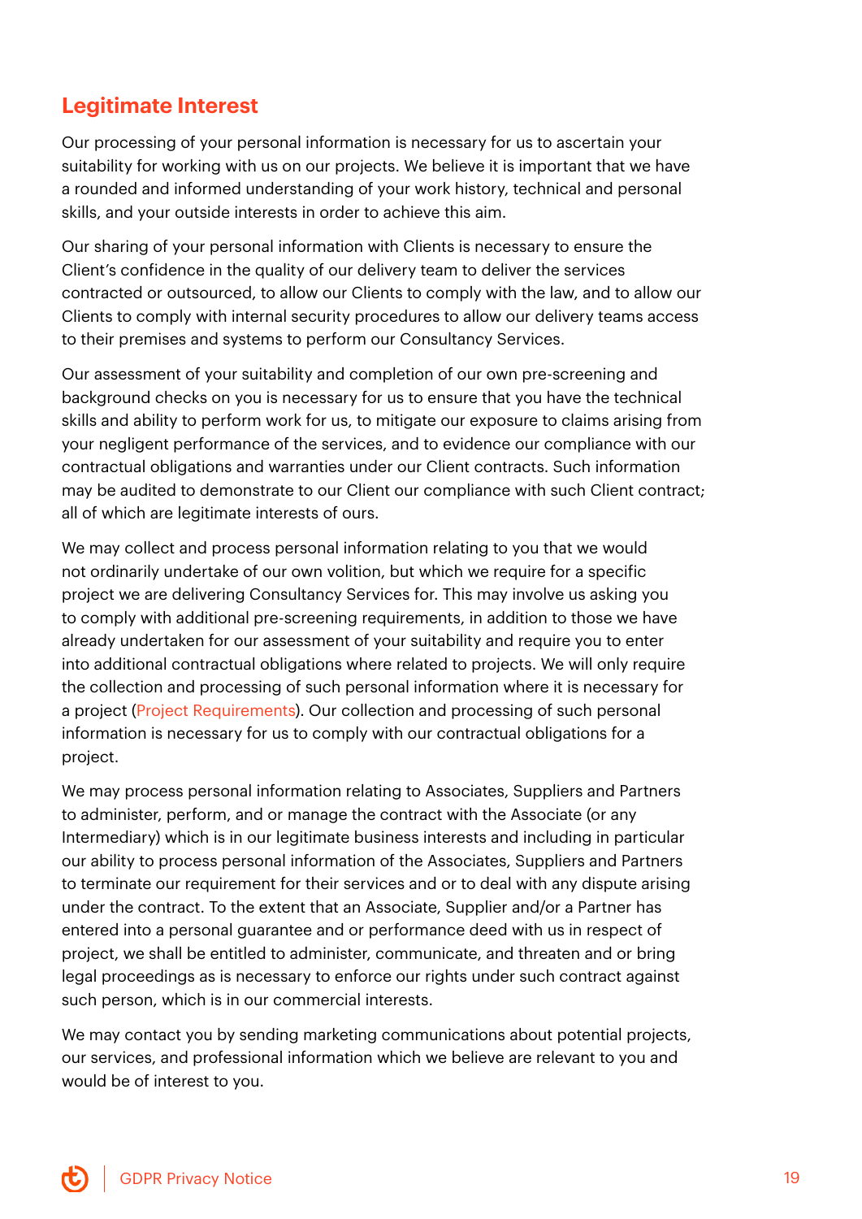## Legitimate Interest

Our processing of your personal information is necessary for us to ascertain your suitability for working with us on our projects. We believe it is important that we have a rounded and informed understanding of your work history, technical and personal skills, and your outside interests in order to achieve this aim.

Our sharing of your personal information with Clients is necessary to ensure the Client's confidence in the quality of our delivery team to deliver the services contracted or outsourced, to allow our Clients to comply with the law, and to allow our Clients to comply with internal security procedures to allow our delivery teams access to their premises and systems to perform our Consultancy Services.

Our assessment of your suitability and completion of our own pre-screening and background checks on you is necessary for us to ensure that you have the technical skills and ability to perform work for us, to mitigate our exposure to claims arising from your negligent performance of the services, and to evidence our compliance with our contractual obligations and warranties under our Client contracts. Such information may be audited to demonstrate to our Client our compliance with such Client contract; all of which are legitimate interests of ours.

We may collect and process personal information relating to you that we would not ordinarily undertake of our own volition, but which we require for a specific project we are delivering Consultancy Services for. This may involve us asking you to comply with additional pre-screening requirements, in addition to those we have already undertaken for our assessment of your suitability and require you to enter into additional contractual obligations where related to projects. We will only require the collection and processing of such personal information where it is necessary for a project (Project Requirements). Our collection and processing of such personal information is necessary for us to comply with our contractual obligations for a project.

We may process personal information relating to Associates, Suppliers and Partners to administer, perform, and or manage the contract with the Associate (or any Intermediary) which is in our legitimate business interests and including in particular our ability to process personal information of the Associates, Suppliers and Partners to terminate our requirement for their services and or to deal with any dispute arising under the contract. To the extent that an Associate, Supplier and/or a Partner has entered into a personal guarantee and or performance deed with us in respect of project, we shall be entitled to administer, communicate, and threaten and or bring legal proceedings as is necessary to enforce our rights under such contract against such person, which is in our commercial interests.

We may contact you by sending marketing communications about potential projects, our services, and professional information which we believe are relevant to you and would be of interest to you.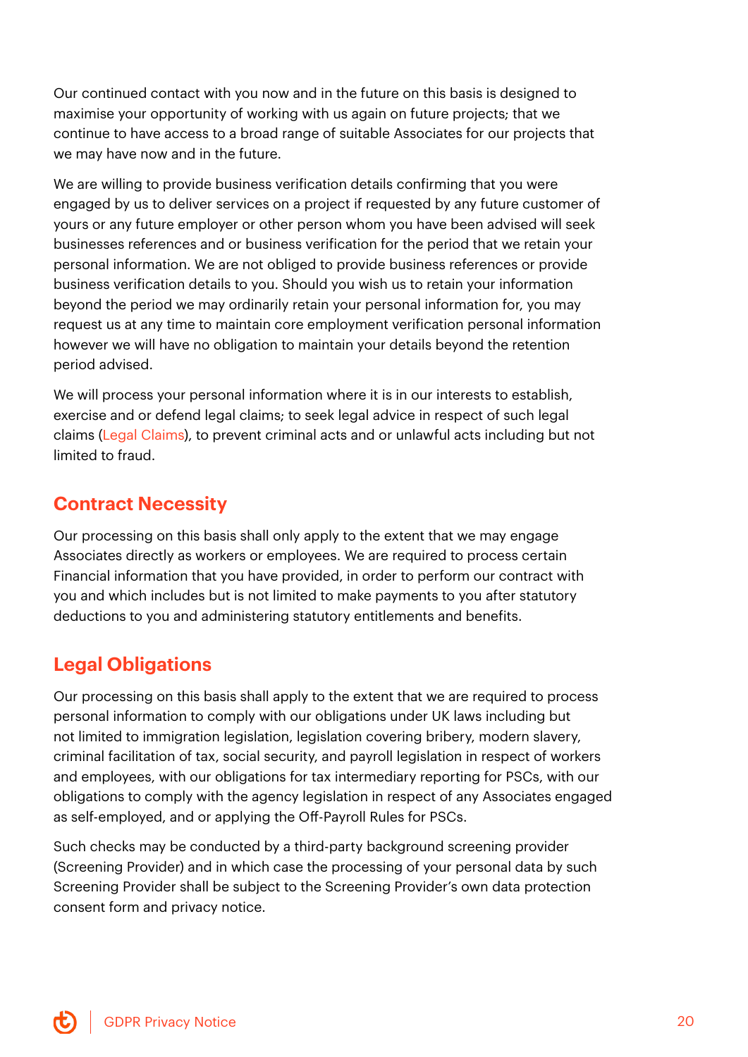Our continued contact with you now and in the future on this basis is designed to maximise your opportunity of working with us again on future projects; that we continue to have access to a broad range of suitable Associates for our projects that we may have now and in the future.

We are willing to provide business verification details confirming that you were engaged by us to deliver services on a project if requested by any future customer of yours or any future employer or other person whom you have been advised will seek businesses references and or business verification for the period that we retain your personal information. We are not obliged to provide business references or provide business verification details to you. Should you wish us to retain your information beyond the period we may ordinarily retain your personal information for, you may request us at any time to maintain core employment verification personal information however we will have no obligation to maintain your details beyond the retention period advised.

We will process your personal information where it is in our interests to establish, exercise and or defend legal claims; to seek legal advice in respect of such legal claims (Legal Claims), to prevent criminal acts and or unlawful acts including but not limited to fraud.

## Contract Necessity

Our processing on this basis shall only apply to the extent that we may engage Associates directly as workers or employees. We are required to process certain Financial information that you have provided, in order to perform our contract with you and which includes but is not limited to make payments to you after statutory deductions to you and administering statutory entitlements and benefits.

## Legal Obligations

Our processing on this basis shall apply to the extent that we are required to process personal information to comply with our obligations under UK laws including but not limited to immigration legislation, legislation covering bribery, modern slavery, criminal facilitation of tax, social security, and payroll legislation in respect of workers and employees, with our obligations for tax intermediary reporting for PSCs, with our obligations to comply with the agency legislation in respect of any Associates engaged as self-employed, and or applying the Off-Payroll Rules for PSCs.

Such checks may be conducted by a third-party background screening provider (Screening Provider) and in which case the processing of your personal data by such Screening Provider shall be subject to the Screening Provider's own data protection consent form and privacy notice.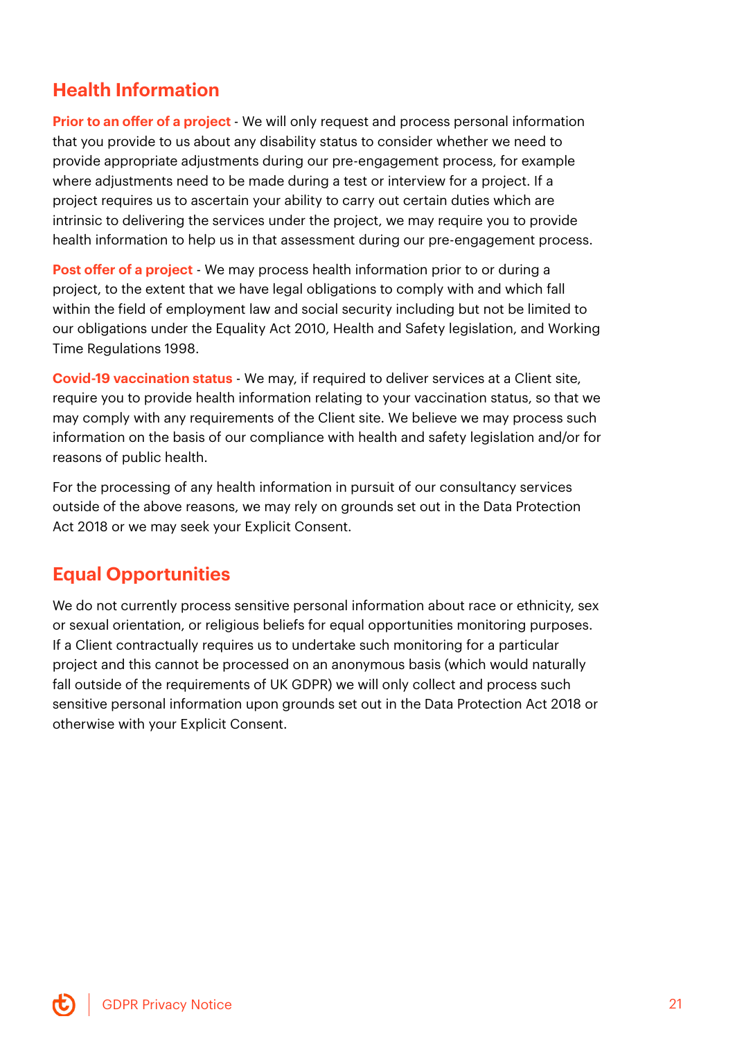## Health Information

**Prior to an offer of a project** - We will only request and process personal information that you provide to us about any disability status to consider whether we need to provide appropriate adjustments during our pre-engagement process, for example where adjustments need to be made during a test or interview for a project. If a project requires us to ascertain your ability to carry out certain duties which are intrinsic to delivering the services under the project, we may require you to provide health information to help us in that assessment during our pre-engagement process.

**Post offer of a project** - We may process health information prior to or during a project, to the extent that we have legal obligations to comply with and which fall within the field of employment law and social security including but not be limited to our obligations under the Equality Act 2010, Health and Safety legislation, and Working Time Regulations 1998.

**Covid-19 vaccination status** - We may, if required to deliver services at a Client site, require you to provide health information relating to your vaccination status, so that we may comply with any requirements of the Client site. We believe we may process such information on the basis of our compliance with health and safety legislation and/or for reasons of public health.

For the processing of any health information in pursuit of our consultancy services outside of the above reasons, we may rely on grounds set out in the Data Protection Act 2018 or we may seek your Explicit Consent.

## Equal Opportunities

We do not currently process sensitive personal information about race or ethnicity, sex or sexual orientation, or religious beliefs for equal opportunities monitoring purposes. If a Client contractually requires us to undertake such monitoring for a particular project and this cannot be processed on an anonymous basis (which would naturally fall outside of the requirements of UK GDPR) we will only collect and process such sensitive personal information upon grounds set out in the Data Protection Act 2018 or otherwise with your Explicit Consent.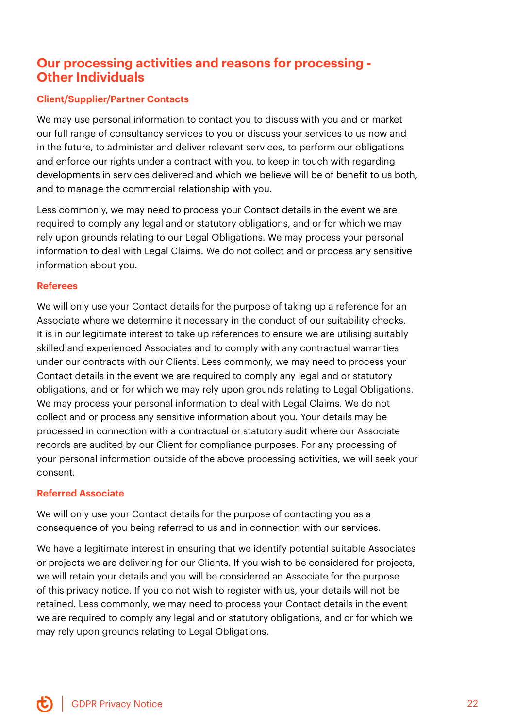## Our processing activities and reasons for processing - Other Individuals

### Client/Supplier/Partner Contacts

We may use personal information to contact you to discuss with you and or market our full range of consultancy services to you or discuss your services to us now and in the future, to administer and deliver relevant services, to perform our obligations and enforce our rights under a contract with you, to keep in touch with regarding developments in services delivered and which we believe will be of benefit to us both, and to manage the commercial relationship with you.

Less commonly, we may need to process your Contact details in the event we are required to comply any legal and or statutory obligations, and or for which we may rely upon grounds relating to our Legal Obligations. We may process your personal information to deal with Legal Claims. We do not collect and or process any sensitive information about you.

### Referees

We will only use your Contact details for the purpose of taking up a reference for an Associate where we determine it necessary in the conduct of our suitability checks. It is in our legitimate interest to take up references to ensure we are utilising suitably skilled and experienced Associates and to comply with any contractual warranties under our contracts with our Clients. Less commonly, we may need to process your Contact details in the event we are required to comply any legal and or statutory obligations, and or for which we may rely upon grounds relating to Legal Obligations. We may process your personal information to deal with Legal Claims. We do not collect and or process any sensitive information about you. Your details may be processed in connection with a contractual or statutory audit where our Associate records are audited by our Client for compliance purposes. For any processing of your personal information outside of the above processing activities, we will seek your consent.

### Referred Associate

We will only use your Contact details for the purpose of contacting you as a consequence of you being referred to us and in connection with our services.

We have a legitimate interest in ensuring that we identify potential suitable Associates or projects we are delivering for our Clients. If you wish to be considered for projects, we will retain your details and you will be considered an Associate for the purpose of this privacy notice. If you do not wish to register with us, your details will not be retained. Less commonly, we may need to process your Contact details in the event we are required to comply any legal and or statutory obligations, and or for which we may rely upon grounds relating to Legal Obligations.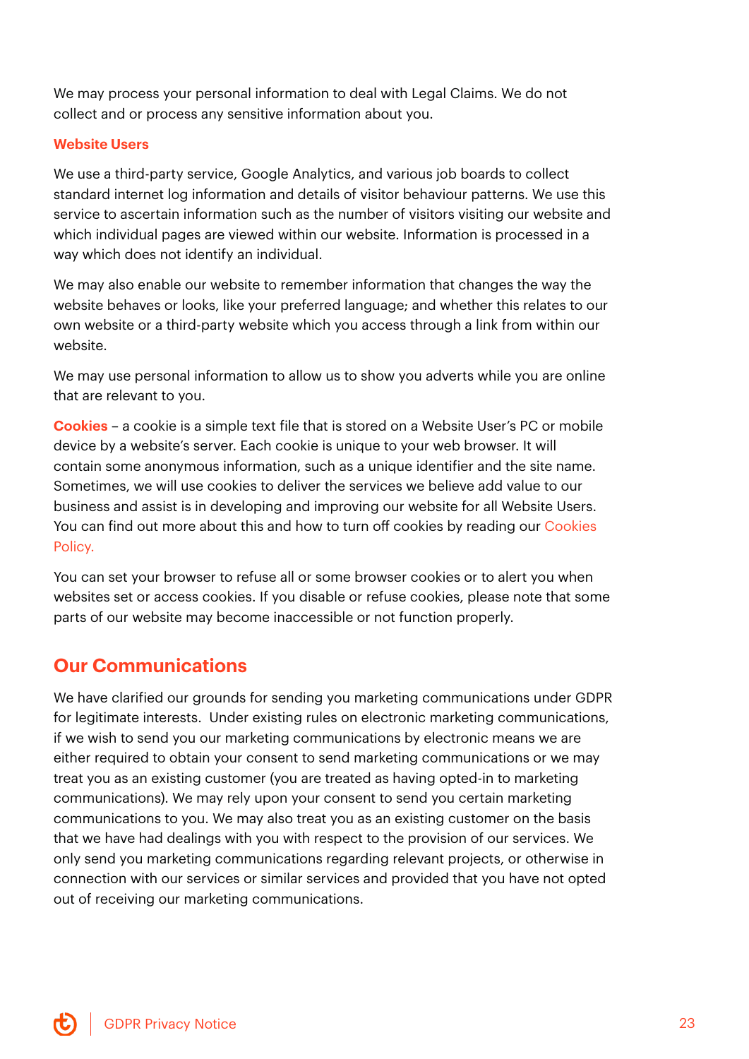We may process your personal information to deal with Legal Claims. We do not collect and or process any sensitive information about you.

### Website Users

We use a third-party service, Google Analytics, and various job boards to collect standard internet log information and details of visitor behaviour patterns. We use this service to ascertain information such as the number of visitors visiting our website and which individual pages are viewed within our website. Information is processed in a way which does not identify an individual.

We may also enable our website to remember information that changes the way the website behaves or looks, like your preferred language; and whether this relates to our own website or a third-party website which you access through a link from within our website.

We may use personal information to allow us to show you adverts while you are online that are relevant to you.

**Cookies** – a cookie is a simple text file that is stored on a Website User's PC or mobile device by a website's server. Each cookie is unique to your web browser. It will contain some anonymous information, such as a unique identifier and the site name. Sometimes, we will use cookies to deliver the services we believe add value to our business and assist is in developing and improving our website for all Website Users. You can find out more about this and how to turn off cookies by reading our Cookies Policy.

You can set your browser to refuse all or some browser cookies or to alert you when websites set or access cookies. If you disable or refuse cookies, please note that some parts of our website may become inaccessible or not function properly.

## Our Communications

We have clarified our grounds for sending you marketing communications under GDPR for legitimate interests. Under existing rules on electronic marketing communications, if we wish to send you our marketing communications by electronic means we are either required to obtain your consent to send marketing communications or we may treat you as an existing customer (you are treated as having opted-in to marketing communications). We may rely upon your consent to send you certain marketing communications to you. We may also treat you as an existing customer on the basis that we have had dealings with you with respect to the provision of our services. We only send you marketing communications regarding relevant projects, or otherwise in connection with our services or similar services and provided that you have not opted out of receiving our marketing communications.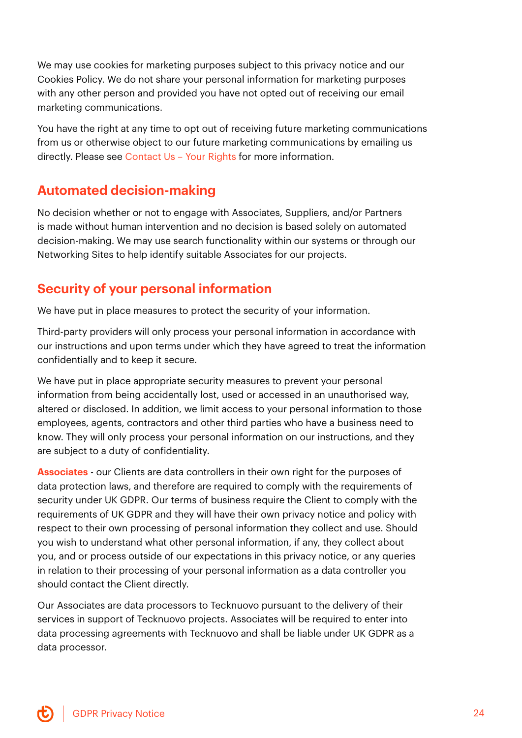We may use cookies for marketing purposes subject to this privacy notice and our Cookies Policy. We do not share your personal information for marketing purposes with any other person and provided you have not opted out of receiving our email marketing communications.

You have the right at any time to opt out of receiving future marketing communications from us or otherwise object to our future marketing communications by emailing us directly. Please see Contact Us – Your Rights for more information.

## Automated decision-making

No decision whether or not to engage with Associates, Suppliers, and/or Partners is made without human intervention and no decision is based solely on automated decision-making. We may use search functionality within our systems or through our Networking Sites to help identify suitable Associates for our projects.

## Security of your personal information

We have put in place measures to protect the security of your information.

Third-party providers will only process your personal information in accordance with our instructions and upon terms under which they have agreed to treat the information confidentially and to keep it secure.

We have put in place appropriate security measures to prevent your personal information from being accidentally lost, used or accessed in an unauthorised way, altered or disclosed. In addition, we limit access to your personal information to those employees, agents, contractors and other third parties who have a business need to know. They will only process your personal information on our instructions, and they are subject to a duty of confidentiality.

**Associates** - our Clients are data controllers in their own right for the purposes of data protection laws, and therefore are required to comply with the requirements of security under UK GDPR. Our terms of business require the Client to comply with the requirements of UK GDPR and they will have their own privacy notice and policy with respect to their own processing of personal information they collect and use. Should you wish to understand what other personal information, if any, they collect about you, and or process outside of our expectations in this privacy notice, or any queries in relation to their processing of your personal information as a data controller you should contact the Client directly.

Our Associates are data processors to Tecknuovo pursuant to the delivery of their services in support of Tecknuovo projects. Associates will be required to enter into data processing agreements with Tecknuovo and shall be liable under UK GDPR as a data processor.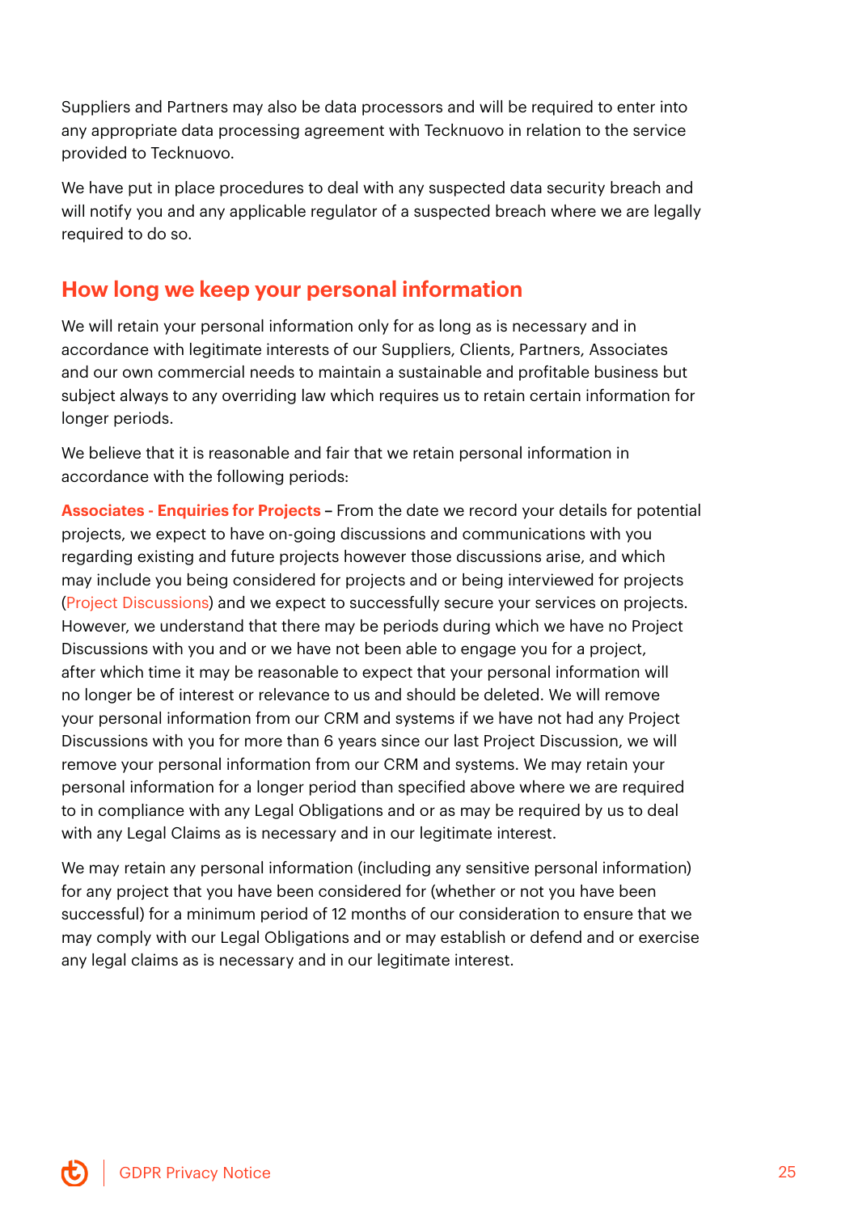Suppliers and Partners may also be data processors and will be required to enter into any appropriate data processing agreement with Tecknuovo in relation to the service provided to Tecknuovo.

We have put in place procedures to deal with any suspected data security breach and will notify you and any applicable regulator of a suspected breach where we are legally required to do so.

## How long we keep your personal information

We will retain your personal information only for as long as is necessary and in accordance with legitimate interests of our Suppliers, Clients, Partners, Associates and our own commercial needs to maintain a sustainable and profitable business but subject always to any overriding law which requires us to retain certain information for longer periods.

We believe that it is reasonable and fair that we retain personal information in accordance with the following periods:

**Associates - Enquiries for Projects** – From the date we record your details for potential projects, we expect to have on-going discussions and communications with you regarding existing and future projects however those discussions arise, and which may include you being considered for projects and or being interviewed for projects (Project Discussions) and we expect to successfully secure your services on projects. However, we understand that there may be periods during which we have no Project Discussions with you and or we have not been able to engage you for a project, after which time it may be reasonable to expect that your personal information will no longer be of interest or relevance to us and should be deleted. We will remove your personal information from our CRM and systems if we have not had any Project Discussions with you for more than 6 years since our last Project Discussion, we will remove your personal information from our CRM and systems. We may retain your personal information for a longer period than specified above where we are required to in compliance with any Legal Obligations and or as may be required by us to deal with any Legal Claims as is necessary and in our legitimate interest.

We may retain any personal information (including any sensitive personal information) for any project that you have been considered for (whether or not you have been successful) for a minimum period of 12 months of our consideration to ensure that we may comply with our Legal Obligations and or may establish or defend and or exercise any legal claims as is necessary and in our legitimate interest.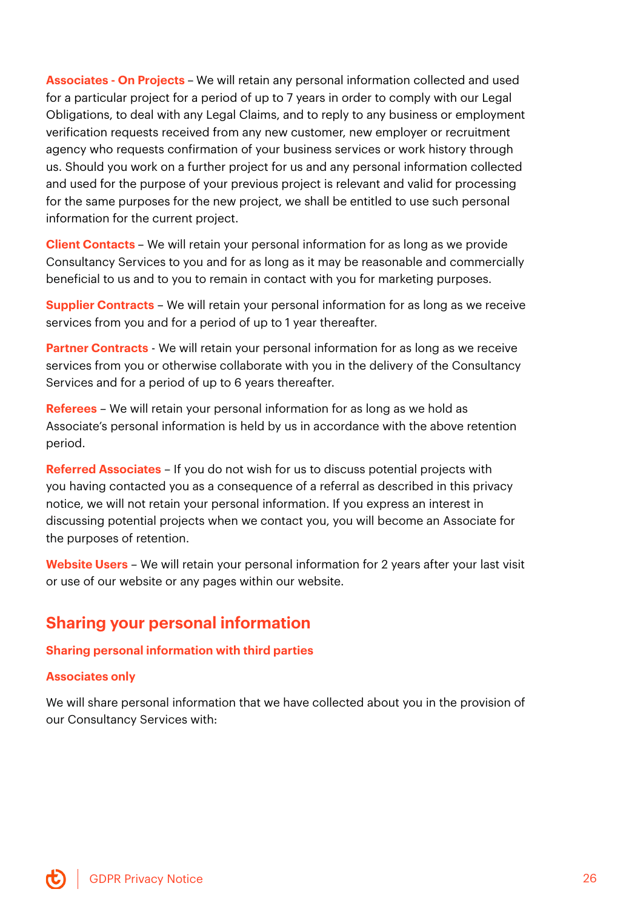**Associates - On Projects** – We will retain any personal information collected and used for a particular project for a period of up to 7 years in order to comply with our Legal Obligations, to deal with any Legal Claims, and to reply to any business or employment verification requests received from any new customer, new employer or recruitment agency who requests confirmation of your business services or work history through us. Should you work on a further project for us and any personal information collected and used for the purpose of your previous project is relevant and valid for processing for the same purposes for the new project, we shall be entitled to use such personal information for the current project.

**Client Contacts** – We will retain your personal information for as long as we provide Consultancy Services to you and for as long as it may be reasonable and commercially beneficial to us and to you to remain in contact with you for marketing purposes.

**Supplier Contracts** – We will retain your personal information for as long as we receive services from you and for a period of up to 1 year thereafter.

**Partner Contracts** - We will retain your personal information for as long as we receive services from you or otherwise collaborate with you in the delivery of the Consultancy Services and for a period of up to 6 years thereafter.

**Referees** – We will retain your personal information for as long as we hold as Associate's personal information is held by us in accordance with the above retention period.

**Referred Associates** – If you do not wish for us to discuss potential projects with you having contacted you as a consequence of a referral as described in this privacy notice, we will not retain your personal information. If you express an interest in discussing potential projects when we contact you, you will become an Associate for the purposes of retention.

**Website Users** – We will retain your personal information for 2 years after your last visit or use of our website or any pages within our website.

## Sharing your personal information

### Sharing personal information with third parties

#### Associates only

We will share personal information that we have collected about you in the provision of our Consultancy Services with: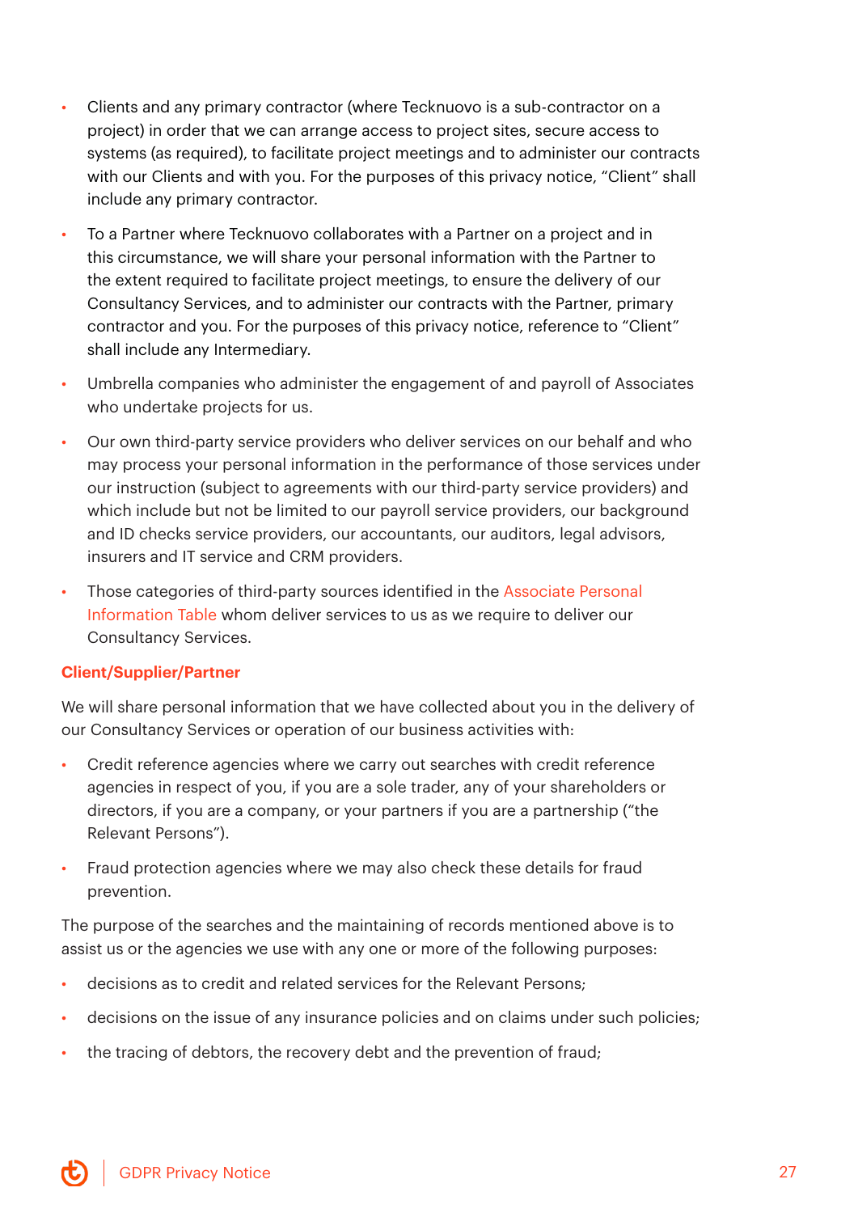- Clients and any primary contractor (where Tecknuovo is a sub-contractor on a project) in order that we can arrange access to project sites, secure access to systems (as required), to facilitate project meetings and to administer our contracts with our Clients and with you. For the purposes of this privacy notice, "Client" shall include any primary contractor.
- To a Partner where Tecknuovo collaborates with a Partner on a project and in this circumstance, we will share your personal information with the Partner to the extent required to facilitate project meetings, to ensure the delivery of our Consultancy Services, and to administer our contracts with the Partner, primary contractor and you. For the purposes of this privacy notice, reference to "Client" shall include any Intermediary.
- Umbrella companies who administer the engagement of and payroll of Associates who undertake projects for us.
- Our own third-party service providers who deliver services on our behalf and who may process your personal information in the performance of those services under our instruction (subject to agreements with our third-party service providers) and which include but not be limited to our payroll service providers, our background and ID checks service providers, our accountants, our auditors, legal advisors, insurers and IT service and CRM providers.
- Those categories of third-party sources identified in the Associate Personal Information Table whom deliver services to us as we require to deliver our Consultancy Services.

### Client/Supplier/Partner

We will share personal information that we have collected about you in the delivery of our Consultancy Services or operation of our business activities with:

- Credit reference agencies where we carry out searches with credit reference agencies in respect of you, if you are a sole trader, any of your shareholders or directors, if you are a company, or your partners if you are a partnership ("the Relevant Persons").
- Fraud protection agencies where we may also check these details for fraud prevention.

The purpose of the searches and the maintaining of records mentioned above is to assist us or the agencies we use with any one or more of the following purposes:

- decisions as to credit and related services for the Relevant Persons;
- decisions on the issue of any insurance policies and on claims under such policies;
- the tracing of debtors, the recovery debt and the prevention of fraud;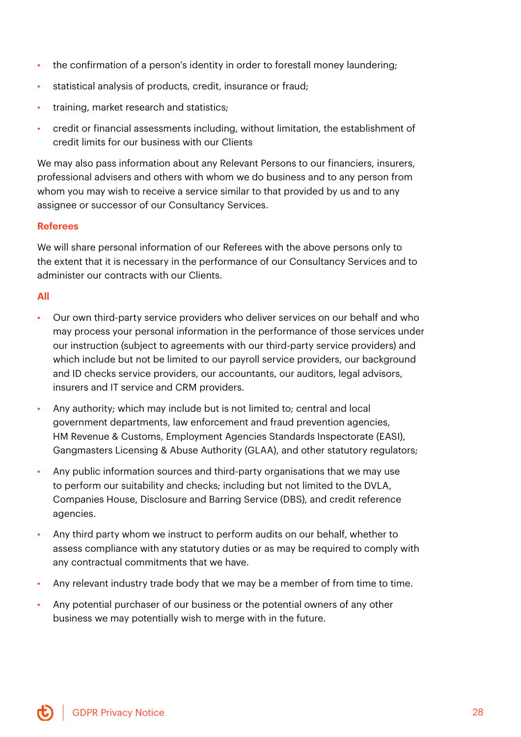- the confirmation of a person's identity in order to forestall money laundering;
- statistical analysis of products, credit, insurance or fraud;
- training, market research and statistics;
- credit or financial assessments including, without limitation, the establishment of credit limits for our business with our Clients

We may also pass information about any Relevant Persons to our financiers, insurers, professional advisers and others with whom we do business and to any person from whom you may wish to receive a service similar to that provided by us and to any assignee or successor of our Consultancy Services.

### Referees

We will share personal information of our Referees with the above persons only to the extent that it is necessary in the performance of our Consultancy Services and to administer our contracts with our Clients.

### All

- Our own third-party service providers who deliver services on our behalf and who may process your personal information in the performance of those services under our instruction (subject to agreements with our third-party service providers) and which include but not be limited to our payroll service providers, our background and ID checks service providers, our accountants, our auditors, legal advisors, insurers and IT service and CRM providers.
- Any authority; which may include but is not limited to; central and local government departments, law enforcement and fraud prevention agencies, HM Revenue & Customs, Employment Agencies Standards Inspectorate (EASI), Gangmasters Licensing & Abuse Authority (GLAA), and other statutory regulators;
- Any public information sources and third-party organisations that we may use to perform our suitability and checks; including but not limited to the DVLA, Companies House, Disclosure and Barring Service (DBS), and credit reference agencies.
- Any third party whom we instruct to perform audits on our behalf, whether to assess compliance with any statutory duties or as may be required to comply with any contractual commitments that we have.
- Any relevant industry trade body that we may be a member of from time to time.
- Any potential purchaser of our business or the potential owners of any other business we may potentially wish to merge with in the future.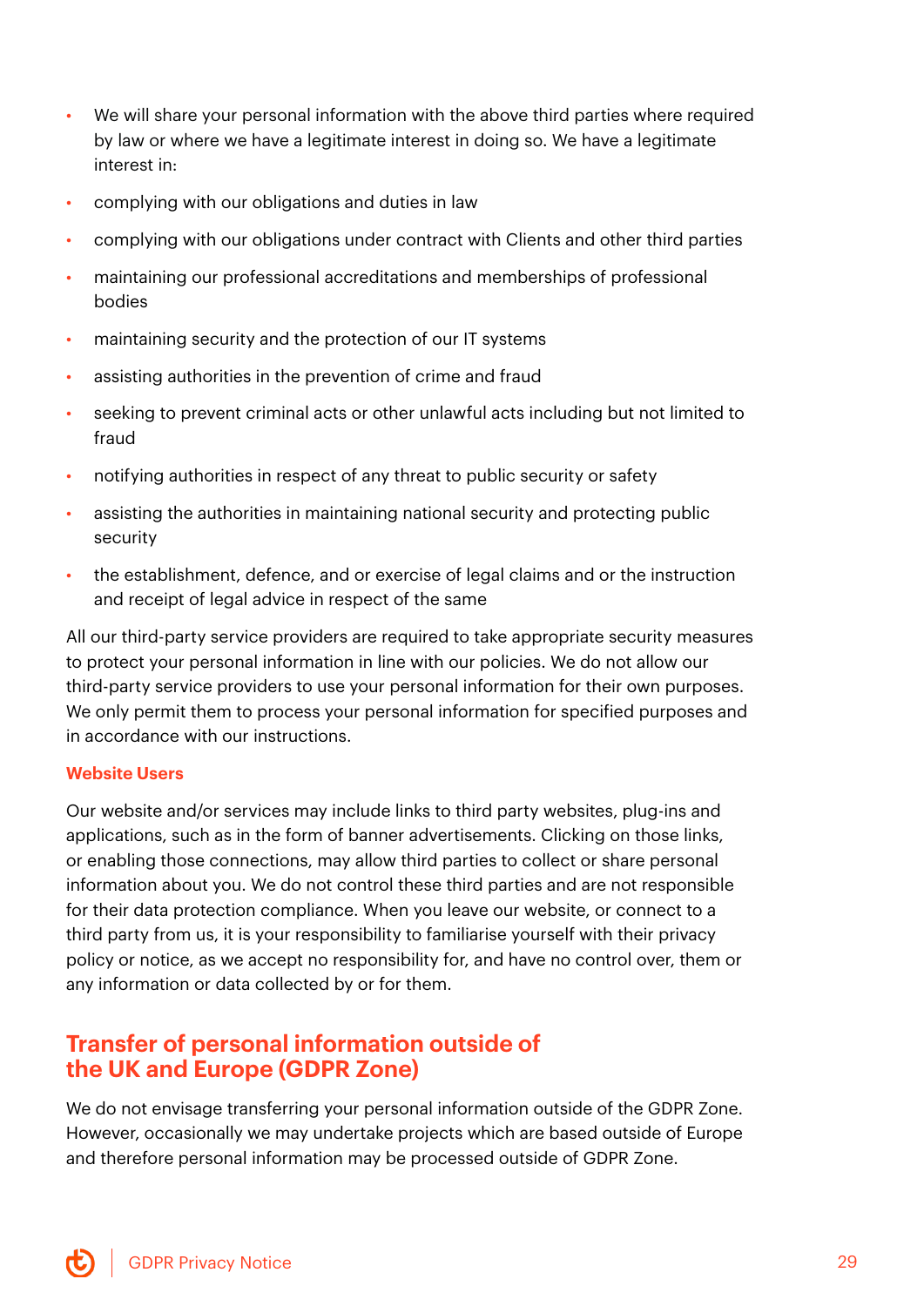- We will share your personal information with the above third parties where required by law or where we have a legitimate interest in doing so. We have a legitimate interest in:
- complying with our obligations and duties in law
- complying with our obligations under contract with Clients and other third parties
- maintaining our professional accreditations and memberships of professional bodies
- maintaining security and the protection of our IT systems
- assisting authorities in the prevention of crime and fraud
- seeking to prevent criminal acts or other unlawful acts including but not limited to fraud
- notifying authorities in respect of any threat to public security or safety
- assisting the authorities in maintaining national security and protecting public security
- the establishment, defence, and or exercise of legal claims and or the instruction and receipt of legal advice in respect of the same

All our third-party service providers are required to take appropriate security measures to protect your personal information in line with our policies. We do not allow our third-party service providers to use your personal information for their own purposes. We only permit them to process your personal information for specified purposes and in accordance with our instructions.

**Website Users**

Our website and/or services may include links to third party websites, plug-ins and applications, such as in the form of banner advertisements. Clicking on those links, or enabling those connections, may allow third parties to collect or share personal information about you. We do not control these third parties and are not responsible for their data protection compliance. When you leave our website, or connect to a third party from us, it is your responsibility to familiarise yourself with their privacy policy or notice, as we accept no responsibility for, and have no control over, them or any information or data collected by or for them.

## Transfer of personal information outside of the UK and Europe (GDPR Zone)

We do not envisage transferring your personal information outside of the GDPR Zone. However, occasionally we may undertake projects which are based outside of Europe and therefore personal information may be processed outside of GDPR Zone.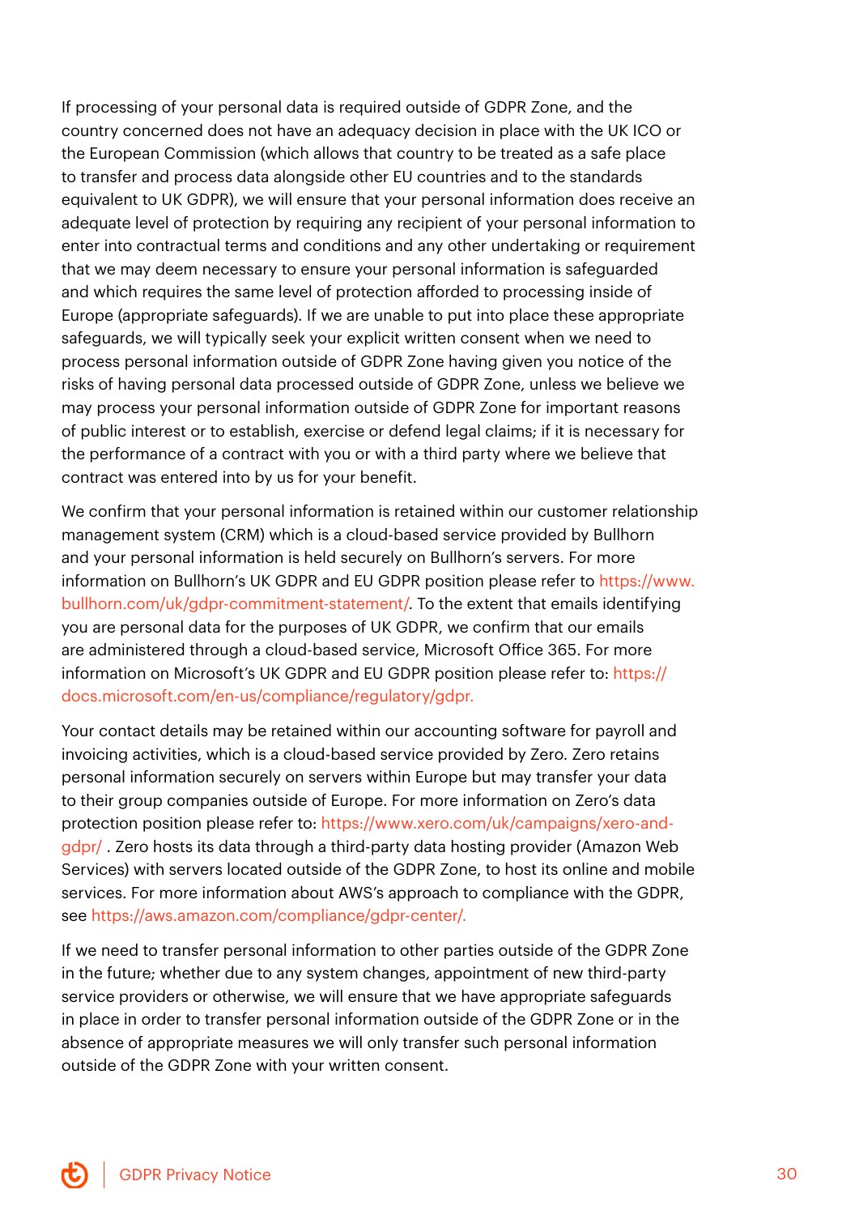If processing of your personal data is required outside of GDPR Zone, and the country concerned does not have an adequacy decision in place with the UK ICO or the European Commission (which allows that country to be treated as a safe place to transfer and process data alongside other EU countries and to the standards equivalent to UK GDPR), we will ensure that your personal information does receive an adequate level of protection by requiring any recipient of your personal information to enter into contractual terms and conditions and any other undertaking or requirement that we may deem necessary to ensure your personal information is safeguarded and which requires the same level of protection afforded to processing inside of Europe (appropriate safeguards). If we are unable to put into place these appropriate safeguards, we will typically seek your explicit written consent when we need to process personal information outside of GDPR Zone having given you notice of the risks of having personal data processed outside of GDPR Zone, unless we believe we may process your personal information outside of GDPR Zone for important reasons of public interest or to establish, exercise or defend legal claims; if it is necessary for the performance of a contract with you or with a third party where we believe that contract was entered into by us for your benefit.

We confirm that your personal information is retained within our customer relationship management system (CRM) which is a cloud-based service provided by Bullhorn and your personal information is held securely on Bullhorn's servers. For more information on Bullhorn's UK GDPR and EU GDPR position please refer to https://www.bullhorn.com/uk/gdpr-commitment-statement/. To the extent that emails identifying you are personal data for the purposes of UK GDPR, we confirm that our emails are administered through a cloud-based service, Microsoft Office 365. For more information on Microsoft's UK GDPR and EU GDPR position please refer to: https://docs.microsoft.com/en-us/compliance/regulatory/gdpr.

Your contact details may be retained within our accounting software for payroll and invoicing activities, which is a cloud-based service provided by Zero. Zero retains personal information securely on servers within Europe but may transfer your data to their group companies outside of Europe. For more information on Zero's data protection position please refer to: https://www.xero.com/uk/campaigns/xero-and-gdpr/ . Zero hosts its data through a third-party data hosting provider (Amazon Web Services) with servers located outside of the GDPR Zone, to host its online and mobile services. For more information about AWS's approach to compliance with the GDPR, see https://aws.amazon.com/compliance/gdpr-center/.

If we need to transfer personal information to other parties outside of the GDPR Zone in the future; whether due to any system changes, appointment of new third-party service providers or otherwise, we will ensure that we have appropriate safeguards in place in order to transfer personal information outside of the GDPR Zone or in the absence of appropriate measures we will only transfer such personal information outside of the GDPR Zone with your written consent.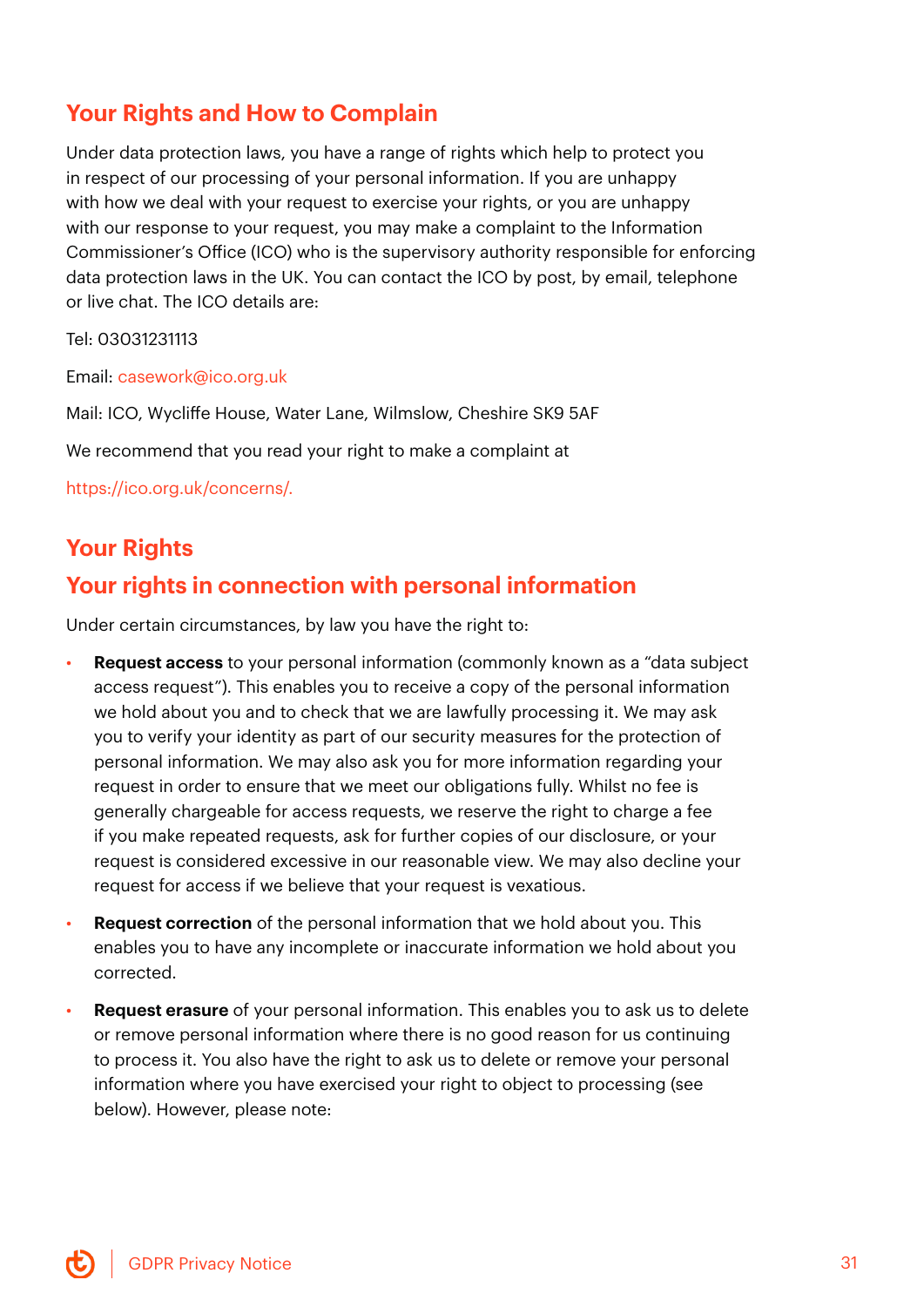## Your Rights and How to Complain

Under data protection laws, you have a range of rights which help to protect you in respect of our processing of your personal information. If you are unhappy with how we deal with your request to exercise your rights, or you are unhappy with our response to your request, you may make a complaint to the Information Commissioner's Office (ICO) who is the supervisory authority responsible for enforcing data protection laws in the UK. You can contact the ICO by post, by email, telephone or live chat. The ICO details are:

Tel: 03031231113

Email: casework@ico.org.uk

Mail: ICO, Wycliffe House, Water Lane, Wilmslow, Cheshire SK9 5AF

We recommend that you read your right to make a complaint at

https://ico.org.uk/concerns/.

## Your Rights

## Your rights in connection with personal information

Under certain circumstances, by law you have the right to:

- **Request access** to your personal information (commonly known as a "data subject access request"). This enables you to receive a copy of the personal information we hold about you and to check that we are lawfully processing it. We may ask you to verify your identity as part of our security measures for the protection of personal information. We may also ask you for more information regarding your request in order to ensure that we meet our obligations fully. Whilst no fee is generally chargeable for access requests, we reserve the right to charge a fee if you make repeated requests, ask for further copies of our disclosure, or your request is considered excessive in our reasonable view. We may also decline your request for access if we believe that your request is vexatious.
- **Request correction** of the personal information that we hold about you. This enables you to have any incomplete or inaccurate information we hold about you corrected.
- **Request erasure** of your personal information. This enables you to ask us to delete or remove personal information where there is no good reason for us continuing to process it. You also have the right to ask us to delete or remove your personal information where you have exercised your right to object to processing (see below). However, please note: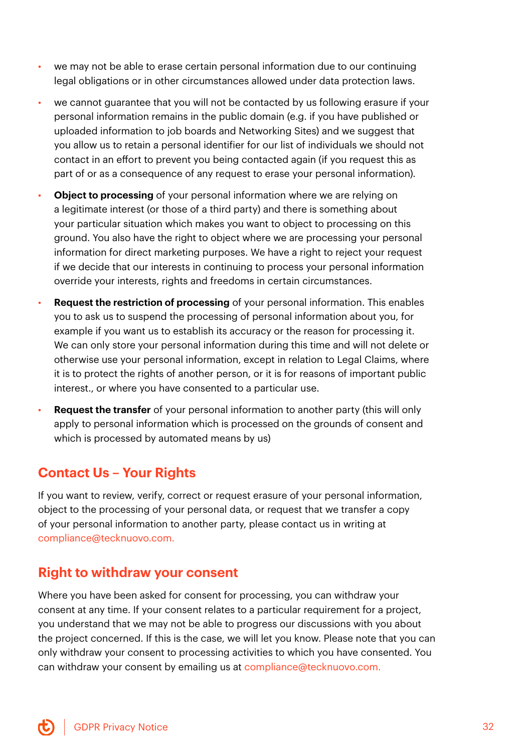- we may not be able to erase certain personal information due to our continuing legal obligations or in other circumstances allowed under data protection laws.
- we cannot guarantee that you will not be contacted by us following erasure if your personal information remains in the public domain (e.g. if you have published or uploaded information to job boards and Networking Sites) and we suggest that you allow us to retain a personal identifier for our list of individuals we should not contact in an effort to prevent you being contacted again (if you request this as part of or as a consequence of any request to erase your personal information).
- **Object to processing** of your personal information where we are relying on a legitimate interest (or those of a third party) and there is something about your particular situation which makes you want to object to processing on this ground. You also have the right to object where we are processing your personal information for direct marketing purposes. We have a right to reject your request if we decide that our interests in continuing to process your personal information override your interests, rights and freedoms in certain circumstances.
- **Request the restriction of processing** of your personal information. This enables you to ask us to suspend the processing of personal information about you, for example if you want us to establish its accuracy or the reason for processing it. We can only store your personal information during this time and will not delete or otherwise use your personal information, except in relation to Legal Claims, where it is to protect the rights of another person, or it is for reasons of important public interest., or where you have consented to a particular use.
- **Request the transfer** of your personal information to another party (this will only apply to personal information which is processed on the grounds of consent and which is processed by automated means by us)

## Contact Us – Your Rights

If you want to review, verify, correct or request erasure of your personal information, object to the processing of your personal data, or request that we transfer a copy of your personal information to another party, please contact us in writing at compliance@tecknuovo.com.

## Right to withdraw your consent

Where you have been asked for consent for processing, you can withdraw your consent at any time. If your consent relates to a particular requirement for a project, you understand that we may not be able to progress our discussions with you about the project concerned. If this is the case, we will let you know. Please note that you can only withdraw your consent to processing activities to which you have consented. You can withdraw your consent by emailing us at compliance@tecknuovo.com.